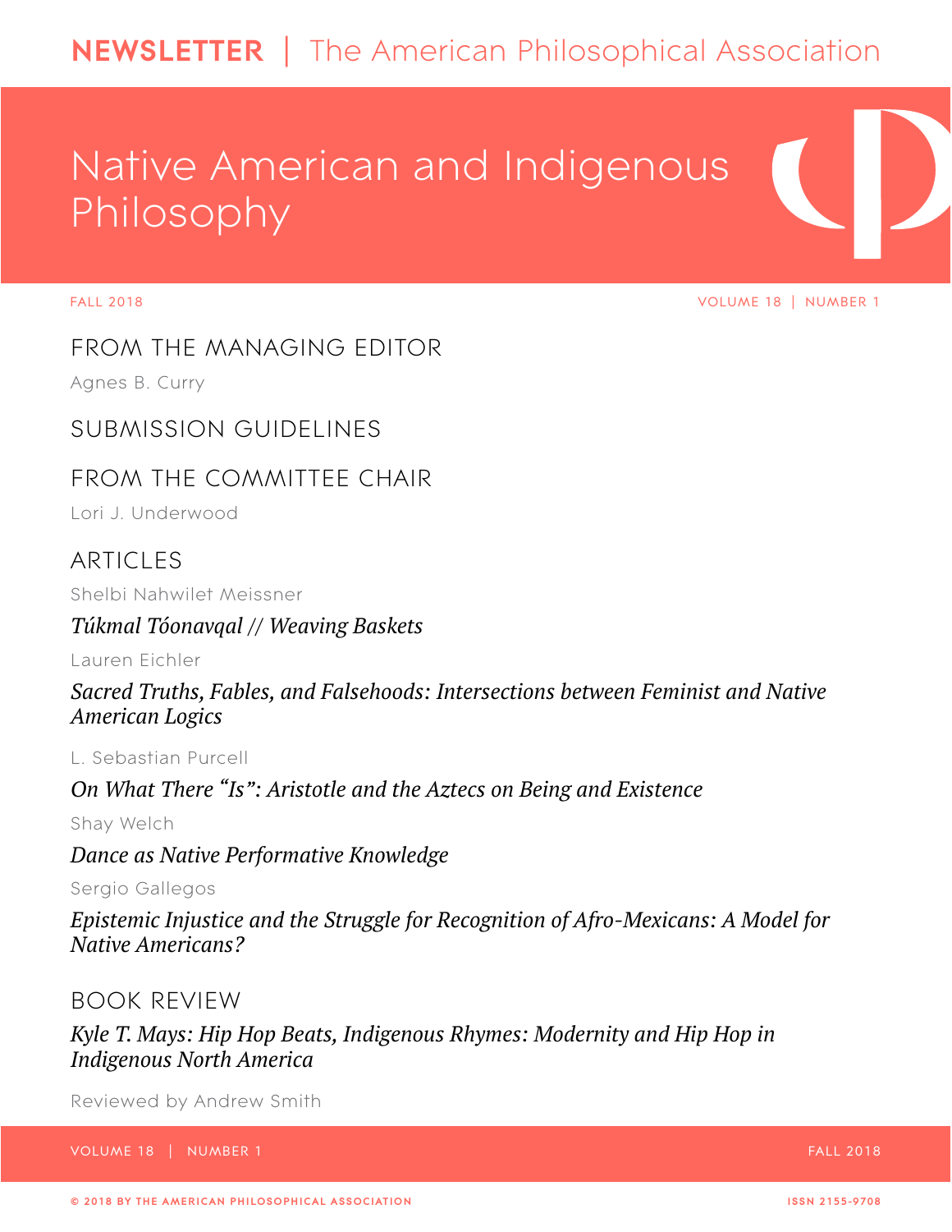# NEWSLETTER | The American Philosophical Association

# Native American and Indigenous Philosophy

FALL 2018 VOLUME 18 | NUMBER 1

## FROM THE MANAGING EDITOR

Agnes B. Curry

## SUBMISSION GUIDELINES

## FROM THE COMMITTEE CHAIR

Lori J. Underwood

## ARTICLES

Shelbi Nahwilet Meissner

*Túkmal Tóonavqal // Weaving Baskets*

Lauren Eichler

*Sacred Truths, Fables, and Falsehoods: Intersections between Feminist and Native American Logics*

L. Sebastian Purcell

*On What There "Is": Aristotle and the Aztecs on Being and Existence*

Shay Welch

*Dance as Native Performative Knowledge*

Sergio Gallegos

*Epistemic Injustice and the Struggle for Recognition of Afro-Mexicans: A Model for Native Americans?*

## BOOK REVIEW

*Kyle T. Mays: Hip Hop Beats, Indigenous Rhymes: Modernity and Hip Hop in Indigenous North America*

Reviewed by Andrew Smith

© 2018 BY THE AMERICAN PHILOSOPHICAL ASSOCIATION ISSN 2155-9708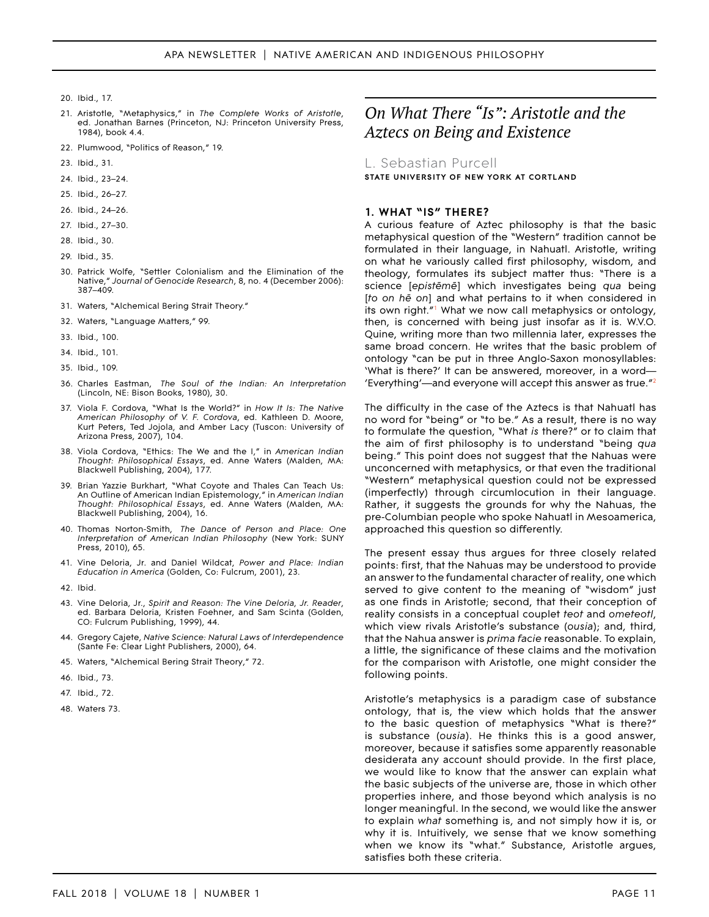20. Ibid., 17.
21. Aristotle, "Metaphysics," in *The Complete Works of Aristotle*, ed. Jonathan Barnes (Princeton, NJ: Princeton University Press, 1984), book 4.4.
22. Plumwood, "Politics of Reason," 19.
23. Ibid., 31.
24. Ibid., 23–24.
25. Ibid., 26–27.
26. Ibid., 24–26.
27. Ibid., 27–30.
28. Ibid., 30.
29. Ibid., 35.
30. Patrick Wolfe, "Settler Colonialism and the Elimination of the Native," *Journal of Genocide Research*, 8, no. 4 (December 2006): 387–409.
31. Waters, "Alchemical Bering Strait Theory."
32. Waters, "Language Matters," 99.
33. Ibid., 100.
34. Ibid., 101.
35. Ibid., 109.
36. Charles Eastman, *The Soul of the Indian: An Interpretation* (Lincoln, NE: Bison Books, 1980), 30.
37. Viola F. Cordova, "What Is the World?" in *How It Is: The Native American Philosophy of V. F. Cordova*, ed. Kathleen D. Moore, Kurt Peters, Ted Jojola, and Amber Lacy (Tuscon: University of Arizona Press, 2007), 104.
38. Viola Cordova, "Ethics: The We and the I," in *American Indian Thought: Philosophical Essays*, ed. Anne Waters (Malden, MA: Blackwell Publishing, 2004), 177.
39. Brian Yazzie Burkhart, "What Coyote and Thales Can Teach Us: An Outline of American Indian Epistemology," in *American Indian Thought: Philosophical Essays*, ed. Anne Waters (Malden, MA: Blackwell Publishing, 2004), 16.
40. Thomas Norton-Smith, *The Dance of Person and Place: One Interpretation of American Indian Philosophy* (New York: SUNY Press, 2010), 65.
41. Vine Deloria, Jr. and Daniel Wildcat, *Power and Place: Indian Education in America* (Golden, Co: Fulcrum, 2001), 23.
42. Ibid.
43. Vine Deloria, Jr., *Spirit and Reason: The Vine Deloria, Jr. Reader*, ed. Barbara Deloria, Kristen Foehner, and Sam Scinta (Golden, CO: Fulcrum Publishing, 1999), 44.
44. Gregory Cajete, *Native Science: Natural Laws of Interdependence* (Sante Fe: Clear Light Publishers, 2000), 64.
45. Waters, "Alchemical Bering Strait Theory," 72.
46. Ibid., 73.
47. Ibid., 72.
48. Waters 73.

# *On What There "Is": Aristotle and the Aztecs on Being and Existence*

L. Sebastian Purcell

**STATE UNIVERSITY OF NEW YORK AT CORTLAND**

## 1. WHAT "IS" THERE?

A curious feature of Aztec philosophy is that the basic metaphysical question of the "Western" tradition cannot be formulated in their language, in Nahuatl. Aristotle, writing on what he variously called first philosophy, wisdom, and theology, formulates its subject matter thus: "There is a science [*epistēmē*] which investigates being *qua* being [*to on hē on*] and what pertains to it when considered in its own right."[1] What we now call metaphysics or ontology, then, is concerned with being just insofar as it is. W.V.O. Quine, writing more than two millennia later, expresses the same broad concern. He writes that the basic problem of ontology "can be put in three Anglo-Saxon monosyllables: 'What is there?' It can be answered, moreover, in a word—'Everything'—and everyone will accept this answer as true."[2]

The difficulty in the case of the Aztecs is that Nahuatl has no word for "being" or "to be." As a result, there is no way to formulate the question, "What *is* there?" or to claim that the aim of first philosophy is to understand "being *qua* being." This point does not suggest that the Nahuas were unconcerned with metaphysics, or that even the traditional "Western" metaphysical question could not be expressed (imperfectly) through circumlocution in their language. Rather, it suggests the grounds for why the Nahuas, the pre-Columbian people who spoke Nahuatl in Mesoamerica, approached this question so differently.

The present essay thus argues for three closely related points: first, that the Nahuas may be understood to provide an answer to the fundamental character of reality, one which served to give content to the meaning of "wisdom" just as one finds in Aristotle; second, that their conception of reality consists in a conceptual couplet *teot* and *ometeotl*, which view rivals Aristotle's substance (*ousia*); and, third, that the Nahua answer is *prima facie* reasonable. To explain, a little, the significance of these claims and the motivation for the comparison with Aristotle, one might consider the following points.

Aristotle's metaphysics is a paradigm case of substance ontology, that is, the view which holds that the answer to the basic question of metaphysics "What is there?" is substance (*ousia*). He thinks this is a good answer, moreover, because it satisfies some apparently reasonable desiderata any account should provide. In the first place, we would like to know that the answer can explain what the basic subjects of the universe are, those in which other properties inhere, and those beyond which analysis is no longer meaningful. In the second, we would like the answer to explain *what* something is, and not simply how it is, or why it is. Intuitively, we sense that we know something when we know its "what." Substance, Aristotle argues, satisfies both these criteria.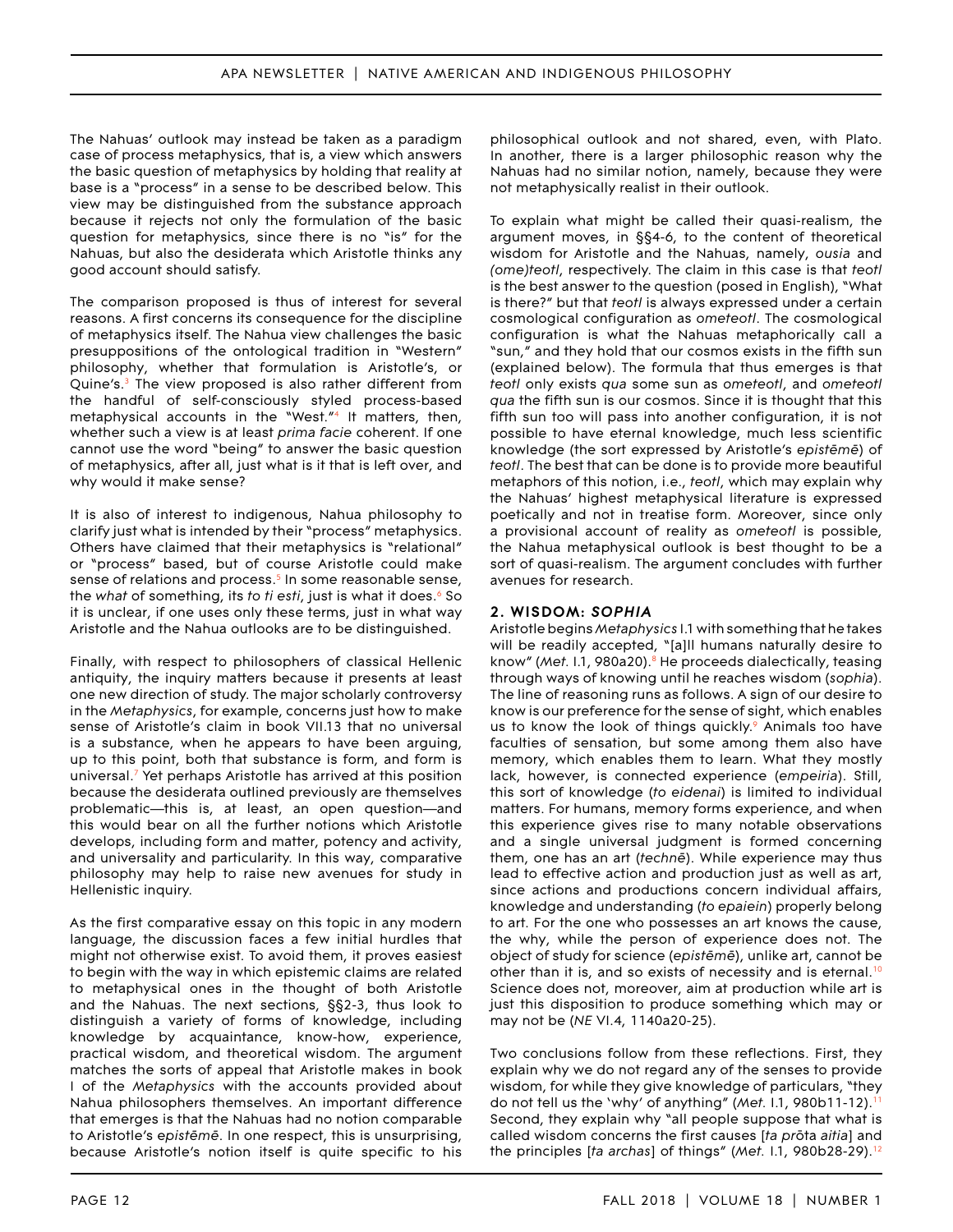The Nahuas' outlook may instead be taken as a paradigm case of process metaphysics, that is, a view which answers the basic question of metaphysics by holding that reality at base is a "process" in a sense to be described below. This view may be distinguished from the substance approach because it rejects not only the formulation of the basic question for metaphysics, since there is no "is" for the Nahuas, but also the desiderata which Aristotle thinks any good account should satisfy.

The comparison proposed is thus of interest for several reasons. A first concerns its consequence for the discipline of metaphysics itself. The Nahua view challenges the basic presuppositions of the ontological tradition in "Western" philosophy, whether that formulation is Aristotle's, or Quine's.[3] The view proposed is also rather different from the handful of self-consciously styled process-based metaphysical accounts in the "West."[4] It matters, then, whether such a view is at least *prima facie* coherent. If one cannot use the word "being" to answer the basic question of metaphysics, after all, just what is it that is left over, and why would it make sense?

It is also of interest to indigenous, Nahua philosophy to clarify just what is intended by their "process" metaphysics. Others have claimed that their metaphysics is "relational" or "process" based, but of course Aristotle could make sense of relations and process.[5] In some reasonable sense, the *what* of something, its *to ti esti*, just is what it does.[6] So it is unclear, if one uses only these terms, just in what way Aristotle and the Nahua outlooks are to be distinguished.

Finally, with respect to philosophers of classical Hellenic antiquity, the inquiry matters because it presents at least one new direction of study. The major scholarly controversy in the *Metaphysics*, for example, concerns just how to make sense of Aristotle's claim in book VII.13 that no universal is a substance, when he appears to have been arguing, up to this point, both that substance is form, and form is universal.[7] Yet perhaps Aristotle has arrived at this position because the desiderata outlined previously are themselves problematic—this is, at least, an open question—and this would bear on all the further notions which Aristotle develops, including form and matter, potency and activity, and universality and particularity. In this way, comparative philosophy may help to raise new avenues for study in Hellenistic inquiry.

As the first comparative essay on this topic in any modern language, the discussion faces a few initial hurdles that might not otherwise exist. To avoid them, it proves easiest to begin with the way in which epistemic claims are related to metaphysical ones in the thought of both Aristotle and the Nahuas. The next sections, §§2-3, thus look to distinguish a variety of forms of knowledge, including knowledge by acquaintance, know-how, experience, practical wisdom, and theoretical wisdom. The argument matches the sorts of appeal that Aristotle makes in book I of the *Metaphysics* with the accounts provided about Nahua philosophers themselves. An important difference that emerges is that the Nahuas had no notion comparable to Aristotle's *epistēmē*. In one respect, this is unsurprising, because Aristotle's notion itself is quite specific to his philosophical outlook and not shared, even, with Plato. In another, there is a larger philosophic reason why the Nahuas had no similar notion, namely, because they were not metaphysically realist in their outlook.

To explain what might be called their quasi-realism, the argument moves, in §§4-6, to the content of theoretical wisdom for Aristotle and the Nahuas, namely, *ousia* and *(ome)teotl*, respectively. The claim in this case is that *teotl* is the best answer to the question (posed in English), "What is there?" but that *teotl* is always expressed under a certain cosmological configuration as *ometeotl*. The cosmological configuration is what the Nahuas metaphorically call a "sun," and they hold that our cosmos exists in the fifth sun (explained below). The formula that thus emerges is that *teotl* only exists *qua* some sun as *ometeotl*, and *ometeotl* *qua* the fifth sun is our cosmos. Since it is thought that this fifth sun too will pass into another configuration, it is not possible to have eternal knowledge, much less scientific knowledge (the sort expressed by Aristotle's *epistēmē*) of *teotl*. The best that can be done is to provide more beautiful metaphors of this notion, i.e., *teotl*, which may explain why the Nahuas' highest metaphysical literature is expressed poetically and not in treatise form. Moreover, since only a provisional account of reality as *ometeotl* is possible, the Nahua metaphysical outlook is best thought to be a sort of quasi-realism. The argument concludes with further avenues for research.

## 2. WISDOM: *SOPHIA*

Aristotle begins *Metaphysics* I.1 with something that he takes will be readily accepted, "[a]ll humans naturally desire to know" (*Met*. I.1, 980a20).[8] He proceeds dialectically, teasing through ways of knowing until he reaches wisdom (*sophia*). The line of reasoning runs as follows. A sign of our desire to know is our preference for the sense of sight, which enables us to know the look of things quickly.[9] Animals too have faculties of sensation, but some among them also have memory, which enables them to learn. What they mostly lack, however, is connected experience (*empeiria*). Still, this sort of knowledge (*to eidenai*) is limited to individual matters. For humans, memory forms experience, and when this experience gives rise to many notable observations and a single universal judgment is formed concerning them, one has an art (*technē*). While experience may thus lead to effective action and production just as well as art, since actions and productions concern individual affairs, knowledge and understanding (*to epaiein*) properly belong to art. For the one who possesses an art knows the cause, the why, while the person of experience does not. The object of study for science (*epistēmē*), unlike art, cannot be other than it is, and so exists of necessity and is eternal.[10] Science does not, moreover, aim at production while art is just this disposition to produce something which may or may not be (*NE* VI.4, 1140a20-25).

Two conclusions follow from these reflections. First, they explain why we do not regard any of the senses to provide wisdom, for while they give knowledge of particulars, "they do not tell us the 'why' of anything" (*Met*. I.1, 980b11-12).[11] Second, they explain why "all people suppose that what is called wisdom concerns the first causes [*ta prōta aitia*] and the principles [*ta archas*] of things" (*Met*. I.1, 980b28-29).[12]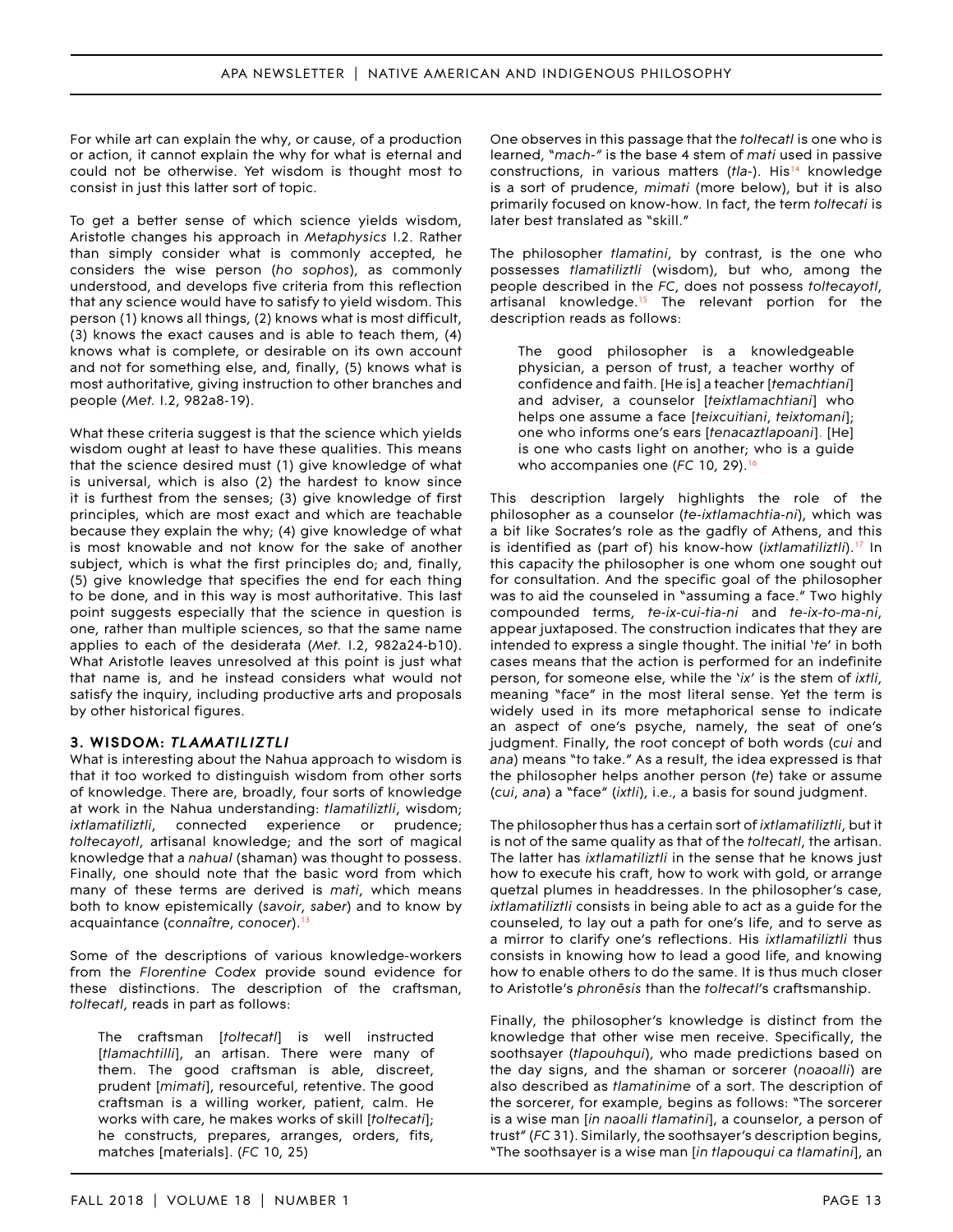For while art can explain the why, or cause, of a production or action, it cannot explain the why for what is eternal and could not be otherwise. Yet wisdom is thought most to consist in just this latter sort of topic.

To get a better sense of which science yields wisdom, Aristotle changes his approach in *Metaphysics* I.2. Rather than simply consider what is commonly accepted, he considers the wise person (*ho sophos*), as commonly understood, and develops five criteria from this reflection that any science would have to satisfy to yield wisdom. This person (1) knows all things, (2) knows what is most difficult, (3) knows the exact causes and is able to teach them, (4) knows what is complete, or desirable on its own account and not for something else, and, finally, (5) knows what is most authoritative, giving instruction to other branches and people (*Met.* I.2, 982a8-19).

What these criteria suggest is that the science which yields wisdom ought at least to have these qualities. This means that the science desired must (1) give knowledge of what is universal, which is also (2) the hardest to know since it is furthest from the senses; (3) give knowledge of first principles, which are most exact and which are teachable because they explain the why; (4) give knowledge of what is most knowable and not know for the sake of another subject, which is what the first principles do; and, finally, (5) give knowledge that specifies the end for each thing to be done, and in this way is most authoritative. This last point suggests especially that the science in question is one, rather than multiple sciences, so that the same name applies to each of the desiderata (*Met.* I.2, 982a24-b10). What Aristotle leaves unresolved at this point is just what that name is, and he instead considers what would not satisfy the inquiry, including productive arts and proposals by other historical figures.

### 3. WISDOM: *TLAMATILIZTLI*

What is interesting about the Nahua approach to wisdom is that it too worked to distinguish wisdom from other sorts of knowledge. There are, broadly, four sorts of knowledge at work in the Nahua understanding: *tlamatiliztli*, wisdom; *ixtlamatiliztli*, connected experience or prudence; *toltecayotl*, artisanal knowledge; and the sort of magical knowledge that a *nahual* (shaman) was thought to possess. Finally, one should note that the basic word from which many of these terms are derived is *mati*, which means both to know epistemically (*savoir*, *saber*) and to know by acquaintance (*connaître*, *conocer*).[13]

Some of the descriptions of various knowledge-workers from the *Florentine Codex* provide sound evidence for these distinctions. The description of the craftsman, *toltecatl*, reads in part as follows:

> The craftsman [*toltecatl*] is well instructed [*tlamachtilli*], an artisan. There were many of them. The good craftsman is able, discreet, prudent [*mimati*], resourceful, retentive. The good craftsman is a willing worker, patient, calm. He works with care, he makes works of skill [*toltecati*]; he constructs, prepares, arranges, orders, fits, matches [materials]. (*FC* 10, 25)

One observes in this passage that the *toltecatl* is one who is learned, "*mach-*" is the base 4 stem of *mati* used in passive constructions, in various matters (*tla-*). His[14] knowledge is a sort of prudence, *mimati* (more below), but it is also primarily focused on know-how. In fact, the term *toltecati* is later best translated as "skill."

The philosopher *tlamatini*, by contrast, is the one who possesses *tlamatiliztli* (wisdom), but who, among the people described in the *FC*, does not possess *toltecayotl*, artisanal knowledge.[15] The relevant portion for the description reads as follows:

> The good philosopher is a knowledgeable physician, a person of trust, a teacher worthy of confidence and faith. [He is] a teacher [*temachtiani*] and adviser, a counselor [*teixtlamachtiani*] who helps one assume a face [*teixcuitiani*, *teixtomani*]; one who informs one's ears [*tenacaztlapoani*]. [He] is one who casts light on another; who is a guide who accompanies one (*FC* 10, 29).[16]

This description largely highlights the role of the philosopher as a counselor (*te-ixtlamachtia-ni*), which was a bit like Socrates's role as the gadfly of Athens, and this is identified as (part of) his know-how (*ixtlamatiliztli*).[17] In this capacity the philosopher is one whom one sought out for consultation. And the specific goal of the philosopher was to aid the counseled in "assuming a face." Two highly compounded terms, *te-ix-cui-tia-ni* and *te-ix-to-ma-ni*, appear juxtaposed. The construction indicates that they are intended to express a single thought. The initial '*te*' in both cases means that the action is performed for an indefinite person, for someone else, while the '*ix*' is the stem of *ixtli*, meaning "face" in the most literal sense. Yet the term is widely used in its more metaphorical sense to indicate an aspect of one's psyche, namely, the seat of one's judgment. Finally, the root concept of both words (*cui* and *ana*) means "to take." As a result, the idea expressed is that the philosopher helps another person (*te*) take or assume (*cui*, *ana*) a "face" (*ixtli*), i.e., a basis for sound judgment.

The philosopher thus has a certain sort of *ixtlamatiliztli*, but it is not of the same quality as that of the *toltecatl*, the artisan. The latter has *ixtlamatiliztli* in the sense that he knows just how to execute his craft, how to work with gold, or arrange quetzal plumes in headdresses. In the philosopher's case, *ixtlamatiliztli* consists in being able to act as a guide for the counseled, to lay out a path for one's life, and to serve as a mirror to clarify one's reflections. His *ixtlamatiliztli* thus consists in knowing how to lead a good life, and knowing how to enable others to do the same. It is thus much closer to Aristotle's *phronēsis* than the *toltecatl*'s craftsmanship.

Finally, the philosopher's knowledge is distinct from the knowledge that other wise men receive. Specifically, the soothsayer (*tlapouhqui*), who made predictions based on the day signs, and the shaman or sorcerer (*noaoalli*) are also described as *tlamatinime* of a sort. The description of the sorcerer, for example, begins as follows: "The sorcerer is a wise man [*in naoalli tlamatini*], a counselor, a person of trust" (*FC* 31). Similarly, the soothsayer's description begins, "The soothsayer is a wise man [*in tlapouqui ca tlamatini*], an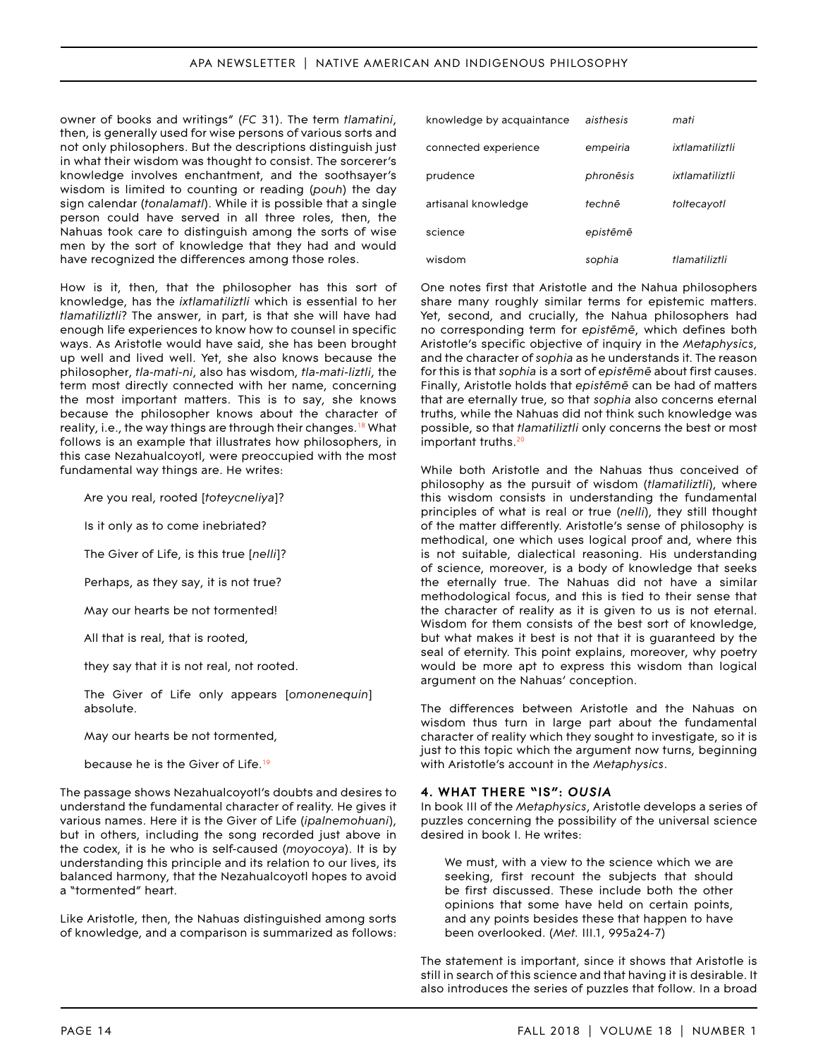owner of books and writings" (*FC* 31). The term *tlamatini*, then, is generally used for wise persons of various sorts and not only philosophers. But the descriptions distinguish just in what their wisdom was thought to consist. The sorcerer's knowledge involves enchantment, and the soothsayer's wisdom is limited to counting or reading (*pouh*) the day sign calendar (*tonalamatl*). While it is possible that a single person could have served in all three roles, then, the Nahuas took care to distinguish among the sorts of wise men by the sort of knowledge that they had and would have recognized the differences among those roles.

How is it, then, that the philosopher has this sort of knowledge, has the *ixtlamatiliztli* which is essential to her *tlamatiliztli*? The answer, in part, is that she will have had enough life experiences to know how to counsel in specific ways. As Aristotle would have said, she has been brought up well and lived well. Yet, she also knows because the philosopher, *tla-mati-ni*, also has wisdom, *tla-mati-liztli*, the term most directly connected with her name, concerning the most important matters. This is to say, she knows because the philosopher knows about the character of reality, i.e., the way things are through their changes.[18] What follows is an example that illustrates how philosophers, in this case Nezahualcoyotl, were preoccupied with the most fundamental way things are. He writes:

> Are you real, rooted [*toteycneliya*]?
>
> Is it only as to come inebriated?
>
> The Giver of Life, is this true [*nelli*]?
>
> Perhaps, as they say, it is not true?
>
> May our hearts be not tormented!
>
> All that is real, that is rooted,
>
> they say that it is not real, not rooted.
>
> The Giver of Life only appears [*omonenequin*] absolute.
>
> May our hearts be not tormented,
>
> because he is the Giver of Life.[19]

The passage shows Nezahualcoyotl's doubts and desires to understand the fundamental character of reality. He gives it various names. Here it is the Giver of Life (*ipalnemohuani*), but in others, including the song recorded just above in the codex, it is he who is self-caused (*moyocoya*). It is by understanding this principle and its relation to our lives, its balanced harmony, that the Nezahualcoyotl hopes to avoid a "tormented" heart.

Like Aristotle, then, the Nahuas distinguished among sorts of knowledge, and a comparison is summarized as follows:

| | | |
|---|---|---|
| knowledge by acquaintance | *aisthesis* | *mati* |
| connected experience | *empeiria* | *ixtlamatiliztli* |
| prudence | *phronēsis* | *ixtlamatiliztli* |
| artisanal knowledge | *technē* | *toltecayotl* |
| science | *epistēmē* | |
| wisdom | *sophia* | *tlamatiliztli* |

One notes first that Aristotle and the Nahua philosophers share many roughly similar terms for epistemic matters. Yet, second, and crucially, the Nahua philosophers had no corresponding term for *epistēmē*, which defines both Aristotle's specific objective of inquiry in the *Metaphysics*, and the character of *sophia* as he understands it. The reason for this is that *sophia* is a sort of *epistēmē* about first causes. Finally, Aristotle holds that *epistēmē* can be had of matters that are eternally true, so that *sophia* also concerns eternal truths, while the Nahuas did not think such knowledge was possible, so that *tlamatiliztli* only concerns the best or most important truths.[20]

While both Aristotle and the Nahuas thus conceived of philosophy as the pursuit of wisdom (*tlamatiliztli*), where this wisdom consists in understanding the fundamental principles of what is real or true (*nelli*), they still thought of the matter differently. Aristotle's sense of philosophy is methodical, one which uses logical proof and, where this is not suitable, dialectical reasoning. His understanding of science, moreover, is a body of knowledge that seeks the eternally true. The Nahuas did not have a similar methodological focus, and this is tied to their sense that the character of reality as it is given to us is not eternal. Wisdom for them consists of the best sort of knowledge, but what makes it best is not that it is guaranteed by the seal of eternity. This point explains, moreover, why poetry would be more apt to express this wisdom than logical argument on the Nahuas' conception.

The differences between Aristotle and the Nahuas on wisdom thus turn in large part about the fundamental character of reality which they sought to investigate, so it is just to this topic which the argument now turns, beginning with Aristotle's account in the *Metaphysics*.

### 4. WHAT THERE "IS": *OUSIA*

In book III of the *Metaphysics*, Aristotle develops a series of puzzles concerning the possibility of the universal science desired in book I. He writes:

> We must, with a view to the science which we are seeking, first recount the subjects that should be first discussed. These include both the other opinions that some have held on certain points, and any points besides these that happen to have been overlooked. (*Met.* III.1, 995a24-7)

The statement is important, since it shows that Aristotle is still in search of this science and that having it is desirable. It also introduces the series of puzzles that follow. In a broad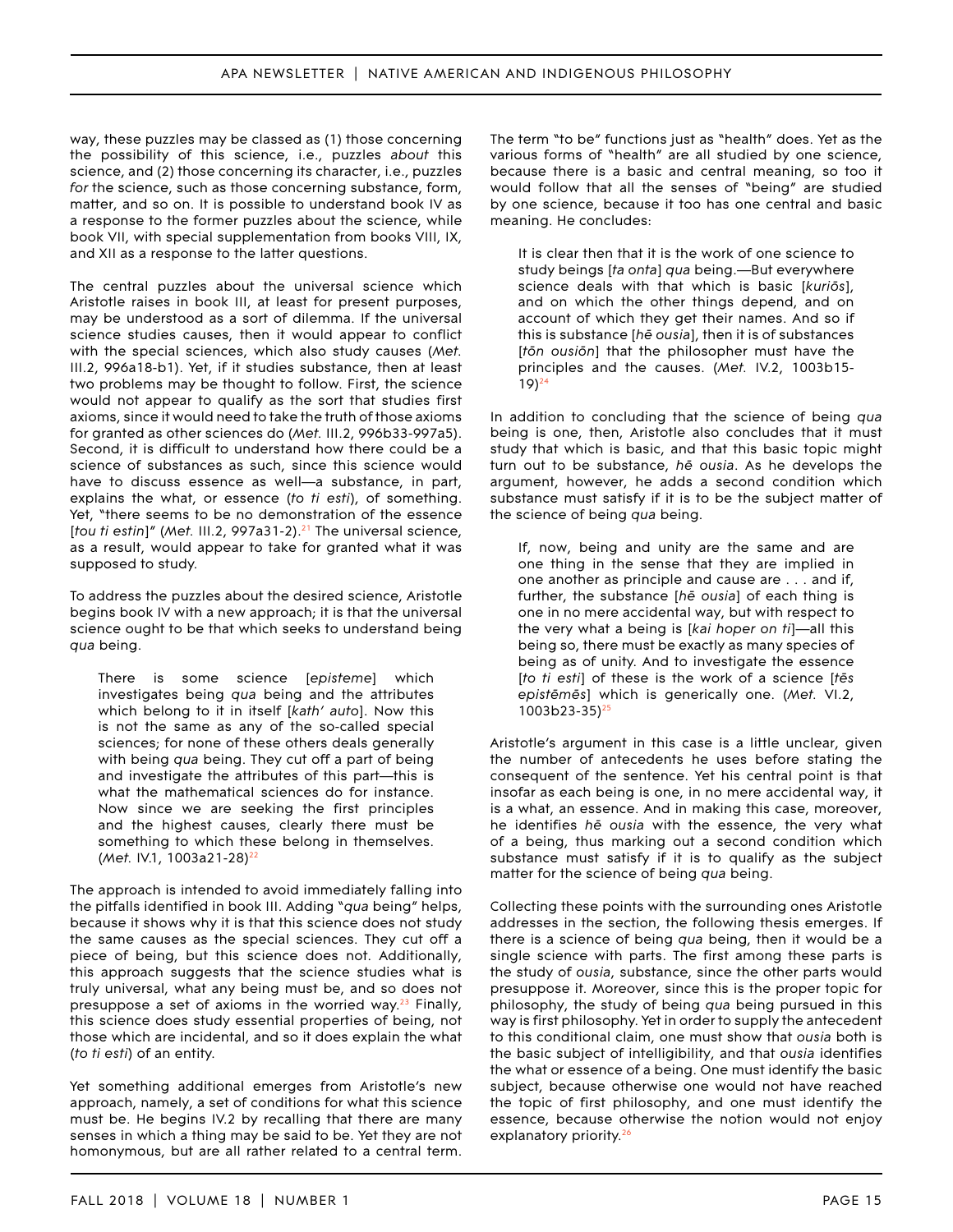way, these puzzles may be classed as (1) those concerning the possibility of this science, i.e., puzzles *about* this science, and (2) those concerning its character, i.e., puzzles *for* the science, such as those concerning substance, form, matter, and so on. It is possible to understand book IV as a response to the former puzzles about the science, while book VII, with special supplementation from books VIII, IX, and XII as a response to the latter questions.

The central puzzles about the universal science which Aristotle raises in book III, at least for present purposes, may be understood as a sort of dilemma. If the universal science studies causes, then it would appear to conflict with the special sciences, which also study causes (*Met.* III.2, 996a18-b1). Yet, if it studies substance, then at least two problems may be thought to follow. First, the science would not appear to qualify as the sort that studies first axioms, since it would need to take the truth of those axioms for granted as other sciences do (*Met.* III.2, 996b33-997a5). Second, it is difficult to understand how there could be a science of substances as such, since this science would have to discuss essence as well—a substance, in part, explains the what, or essence (*to ti esti*), of something. Yet, "there seems to be no demonstration of the essence [*tou ti estin*]" (*Met.* III.2, 997a31-2).[21] The universal science, as a result, would appear to take for granted what it was supposed to study.

To address the puzzles about the desired science, Aristotle begins book IV with a new approach; it is that the universal science ought to be that which seeks to understand being *qua* being.

> There is some science [*episteme*] which investigates being *qua* being and the attributes which belong to it in itself [*kath' auto*]. Now this is not the same as any of the so-called special sciences; for none of these others deals generally with being *qua* being. They cut off a part of being and investigate the attributes of this part—this is what the mathematical sciences do for instance. Now since we are seeking the first principles and the highest causes, clearly there must be something to which these belong in themselves. (*Met.* IV.1, 1003a21-28)[22]

The approach is intended to avoid immediately falling into the pitfalls identified in book III. Adding "*qua* being" helps, because it shows why it is that this science does not study the same causes as the special sciences. They cut off a piece of being, but this science does not. Additionally, this approach suggests that the science studies what is truly universal, what any being must be, and so does not presuppose a set of axioms in the worried way.[23] Finally, this science does study essential properties of being, not those which are incidental, and so it does explain the what (*to ti esti*) of an entity.

Yet something additional emerges from Aristotle's new approach, namely, a set of conditions for what this science must be. He begins IV.2 by recalling that there are many senses in which a thing may be said to be. Yet they are not homonymous, but are all rather related to a central term. The term "to be" functions just as "health" does. Yet as the various forms of "health" are all studied by one science, because there is a basic and central meaning, so too it would follow that all the senses of "being" are studied by one science, because it too has one central and basic meaning. He concludes:

> It is clear then that it is the work of one science to study beings [*ta onta*] *qua* being.—But everywhere science deals with that which is basic [*kuriōs*], and on which the other things depend, and on account of which they get their names. And so if this is substance [*hē ousia*], then it is of substances [*tōn ousiōn*] that the philosopher must have the principles and the causes. (*Met.* IV.2, 1003b15-19)[24]

In addition to concluding that the science of being *qua* being is one, then, Aristotle also concludes that it must study that which is basic, and that this basic topic might turn out to be substance, *hē ousia*. As he develops the argument, however, he adds a second condition which substance must satisfy if it is to be the subject matter of the science of being *qua* being.

> If, now, being and unity are the same and are one thing in the sense that they are implied in one another as principle and cause are . . . and if, further, the substance [*hē ousia*] of each thing is one in no mere accidental way, but with respect to the very what a being is [*kai hoper on ti*]—all this being so, there must be exactly as many species of being as of unity. And to investigate the essence [*to ti esti*] of these is the work of a science [*tēs epistēmēs*] which is generically one. (*Met.* VI.2, 1003b23-35)[25]

Aristotle's argument in this case is a little unclear, given the number of antecedents he uses before stating the consequent of the sentence. Yet his central point is that insofar as each being is one, in no mere accidental way, it is a what, an essence. And in making this case, moreover, he identifies *hē ousia* with the essence, the very what of a being, thus marking out a second condition which substance must satisfy if it is to qualify as the subject matter for the science of being *qua* being.

Collecting these points with the surrounding ones Aristotle addresses in the section, the following thesis emerges. If there is a science of being *qua* being, then it would be a single science with parts. The first among these parts is the study of *ousia*, substance, since the other parts would presuppose it. Moreover, since this is the proper topic for philosophy, the study of being *qua* being pursued in this way is first philosophy. Yet in order to supply the antecedent to this conditional claim, one must show that *ousia* both is the basic subject of intelligibility, and that *ousia* identifies the what or essence of a being. One must identify the basic subject, because otherwise one would not have reached the topic of first philosophy, and one must identify the essence, because otherwise the notion would not enjoy explanatory priority.[26]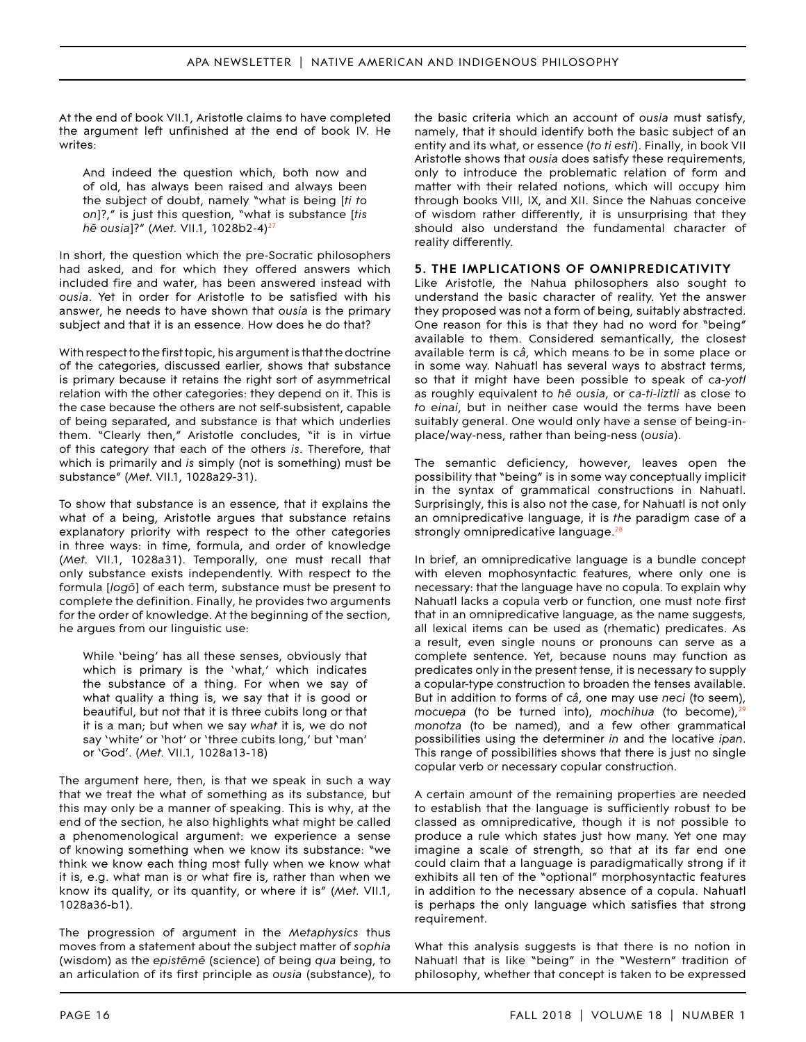At the end of book VII.1, Aristotle claims to have completed the argument left unfinished at the end of book IV. He writes:

> And indeed the question which, both now and of old, has always been raised and always been the subject of doubt, namely "what is being [*ti to on*]?," is just this question, "what is substance [*tis hē ousia*]?" (*Met.* VII.1, 1028b2-4)[27]

In short, the question which the pre-Socratic philosophers had asked, and for which they offered answers which included fire and water, has been answered instead with *ousia*. Yet in order for Aristotle to be satisfied with his answer, he needs to have shown that *ousia* is the primary subject and that it is an essence. How does he do that?

With respect to the first topic, his argument is that the doctrine of the categories, discussed earlier, shows that substance is primary because it retains the right sort of asymmetrical relation with the other categories: they depend on it. This is the case because the others are not self-subsistent, capable of being separated, and substance is that which underlies them. "Clearly then," Aristotle concludes, "it is in virtue of this category that each of the others *is*. Therefore, that which is primarily and *is* simply (not is something) must be substance" (*Met.* VII.1, 1028a29-31).

To show that substance is an essence, that it explains the what of a being, Aristotle argues that substance retains explanatory priority with respect to the other categories in three ways: in time, formula, and order of knowledge (*Met.* VII.1, 1028a31). Temporally, one must recall that only substance exists independently. With respect to the formula [*logō*] of each term, substance must be present to complete the definition. Finally, he provides two arguments for the order of knowledge. At the beginning of the section, he argues from our linguistic use:

> While 'being' has all these senses, obviously that which is primary is the 'what,' which indicates the substance of a thing. For when we say of what quality a thing is, we say that it is good or beautiful, but not that it is three cubits long or that it is a man; but when we say *what* it is, we do not say 'white' or 'hot' or 'three cubits long,' but 'man' or 'God'. (*Met.* VII.1, 1028a13-18)

The argument here, then, is that we speak in such a way that we treat the what of something as its substance, but this may only be a manner of speaking. This is why, at the end of the section, he also highlights what might be called a phenomenological argument: we experience a sense of knowing something when we know its substance: "we think we know each thing most fully when we know what it is, e.g. what man is or what fire is, rather than when we know its quality, or its quantity, or where it is" (*Met.* VII.1, 1028a36-b1).

The progression of argument in the *Metaphysics* thus moves from a statement about the subject matter of *sophia* (wisdom) as the *epistēmē* (science) of being *qua* being, to an articulation of its first principle as *ousia* (substance), to the basic criteria which an account of *ousia* must satisfy, namely, that it should identify both the basic subject of an entity and its what, or essence (*to ti esti*). Finally, in book VII Aristotle shows that *ousia* does satisfy these requirements, only to introduce the problematic relation of form and matter with their related notions, which will occupy him through books VIII, IX, and XII. Since the Nahuas conceive of wisdom rather differently, it is unsurprising that they should also understand the fundamental character of reality differently.

## 5. THE IMPLICATIONS OF OMNIPREDICATIVITY

Like Aristotle, the Nahua philosophers also sought to understand the basic character of reality. Yet the answer they proposed was not a form of being, suitably abstracted. One reason for this is that they had no word for "being" available to them. Considered semantically, the closest available term is *câ*, which means to be in some place or in some way. Nahuatl has several ways to abstract terms, so that it might have been possible to speak of *ca-yotl* as roughly equivalent to *hē ousia*, or *ca-ti-liztli* as close to *to einai*, but in neither case would the terms have been suitably general. One would only have a sense of being-in-place/way-ness, rather than being-ness (*ousia*).

The semantic deficiency, however, leaves open the possibility that "being" is in some way conceptually implicit in the syntax of grammatical constructions in Nahuatl. Surprisingly, this is also not the case, for Nahuatl is not only an omnipredicative language, it is *the* paradigm case of a strongly omnipredicative language.[28]

In brief, an omnipredicative language is a bundle concept with eleven mophosyntactic features, where only one is necessary: that the language have no copula. To explain why Nahuatl lacks a copula verb or function, one must note first that in an omnipredicative language, as the name suggests, all lexical items can be used as (rhematic) predicates. As a result, even single nouns or pronouns can serve as a complete sentence. Yet, because nouns may function as predicates only in the present tense, it is necessary to supply a copular-type construction to broaden the tenses available. But in addition to forms of *câ*, one may use *neci* (to seem), *mocuepa* (to be turned into), *mochihua* (to become),[29] *monotza* (to be named), and a few other grammatical possibilities using the determiner *in* and the locative *ipan*. This range of possibilities shows that there is just no single copular verb or necessary copular construction.

A certain amount of the remaining properties are needed to establish that the language is sufficiently robust to be classed as omnipredicative, though it is not possible to produce a rule which states just how many. Yet one may imagine a scale of strength, so that at its far end one could claim that a language is paradigmatically strong if it exhibits all ten of the "optional" morphosyntactic features in addition to the necessary absence of a copula. Nahuatl is perhaps the only language which satisfies that strong requirement.

What this analysis suggests is that there is no notion in Nahuatl that is like "being" in the "Western" tradition of philosophy, whether that concept is taken to be expressed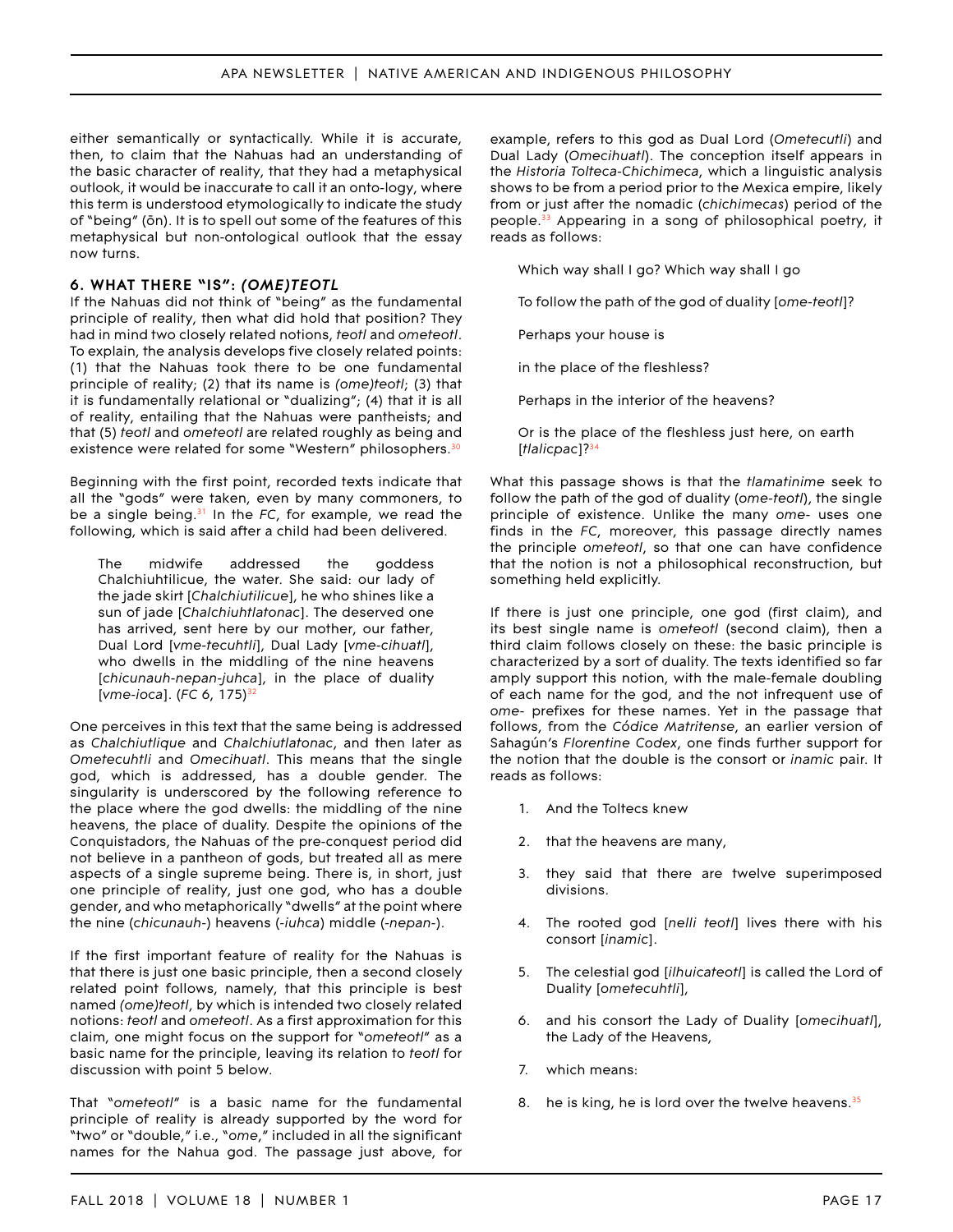either semantically or syntactically. While it is accurate, then, to claim that the Nahuas had an understanding of the basic character of reality, that they had a metaphysical outlook, it would be inaccurate to call it an onto-logy, where this term is understood etymologically to indicate the study of "being" (ōn). It is to spell out some of the features of this metaphysical but non-ontological outlook that the essay now turns.

### 6. WHAT THERE "IS": *(OME)TEOTL*

If the Nahuas did not think of "being" as the fundamental principle of reality, then what did hold that position? They had in mind two closely related notions, *teotl* and *ometeotl*. To explain, the analysis develops five closely related points: (1) that the Nahuas took there to be one fundamental principle of reality; (2) that its name is *(ome)teotl*; (3) that it is fundamentally relational or "dualizing"; (4) that it is all of reality, entailing that the Nahuas were pantheists; and that (5) *teotl* and *ometeotl* are related roughly as being and existence were related for some "Western" philosophers.[30]

Beginning with the first point, recorded texts indicate that all the "gods" were taken, even by many commoners, to be a single being.[31] In the *FC*, for example, we read the following, which is said after a child had been delivered.

> The midwife addressed the goddess Chalchiuhtilicue, the water. She said: our lady of the jade skirt [*Chalchiutilicue*], he who shines like a sun of jade [*Chalchiuhtlatonac*]. The deserved one has arrived, sent here by our mother, our father, Dual Lord [*vme-tecuhtli*], Dual Lady [*vme-cihuatl*], who dwells in the middling of the nine heavens [*chicunauh-nepan-juhca*], in the place of duality [*vme-ioca*]. (*FC* 6, 175)[32]

One perceives in this text that the same being is addressed as *Chalchiutlique* and *Chalchiutlatonac*, and then later as *Ometecuhtli* and *Omecihuatl*. This means that the single god, which is addressed, has a double gender. The singularity is underscored by the following reference to the place where the god dwells: the middling of the nine heavens, the place of duality. Despite the opinions of the Conquistadors, the Nahuas of the pre-conquest period did not believe in a pantheon of gods, but treated all as mere aspects of a single supreme being. There is, in short, just one principle of reality, just one god, who has a double gender, and who metaphorically "dwells" at the point where the nine (*chicunauh-*) heavens (*-iuhca*) middle (*-nepan-*).

If the first important feature of reality for the Nahuas is that there is just one basic principle, then a second closely related point follows, namely, that this principle is best named *(ome)teotl*, by which is intended two closely related notions: *teotl* and *ometeotl*. As a first approximation for this claim, one might focus on the support for "*ometeotl*" as a basic name for the principle, leaving its relation to *teotl* for discussion with point 5 below.

That "*ometeotl*" is a basic name for the fundamental principle of reality is already supported by the word for "two" or "double," i.e., "*ome*," included in all the significant names for the Nahua god. The passage just above, for example, refers to this god as Dual Lord (*Ometecutli*) and Dual Lady (*Omecihuatl*). The conception itself appears in the *Historia Tolteca-Chichimeca*, which a linguistic analysis shows to be from a period prior to the Mexica empire, likely from or just after the nomadic (*chichimecas*) period of the people.[33] Appearing in a song of philosophical poetry, it reads as follows:

> Which way shall I go? Which way shall I go
>
> To follow the path of the god of duality [*ome-teotl*]?
>
> Perhaps your house is
>
> in the place of the fleshless?
>
> Perhaps in the interior of the heavens?
>
> Or is the place of the fleshless just here, on earth [*tlalicpac*]?[34]

What this passage shows is that the *tlamatinime* seek to follow the path of the god of duality (*ome-teotl*), the single principle of existence. Unlike the many *ome-* uses one finds in the *FC*, moreover, this passage directly names the principle *ometeotl*, so that one can have confidence that the notion is not a philosophical reconstruction, but something held explicitly.

If there is just one principle, one god (first claim), and its best single name is *ometeotl* (second claim), then a third claim follows closely on these: the basic principle is characterized by a sort of duality. The texts identified so far amply support this notion, with the male-female doubling of each name for the god, and the not infrequent use of *ome-* prefixes for these names. Yet in the passage that follows, from the *Códice Matritense*, an earlier version of Sahagún's *Florentine Codex*, one finds further support for the notion that the double is the consort or *inamic* pair. It reads as follows:

> 1. And the Toltecs knew
> 2. that the heavens are many,
> 3. they said that there are twelve superimposed divisions.
> 4. The rooted god [*nelli teotl*] lives there with his consort [*inamic*].
> 5. The celestial god [*ilhuicateotl*] is called the Lord of Duality [*ometecuhtli*],
> 6. and his consort the Lady of Duality [*omecihuatl*], the Lady of the Heavens,
> 7. which means:
> 8. he is king, he is lord over the twelve heavens.[35]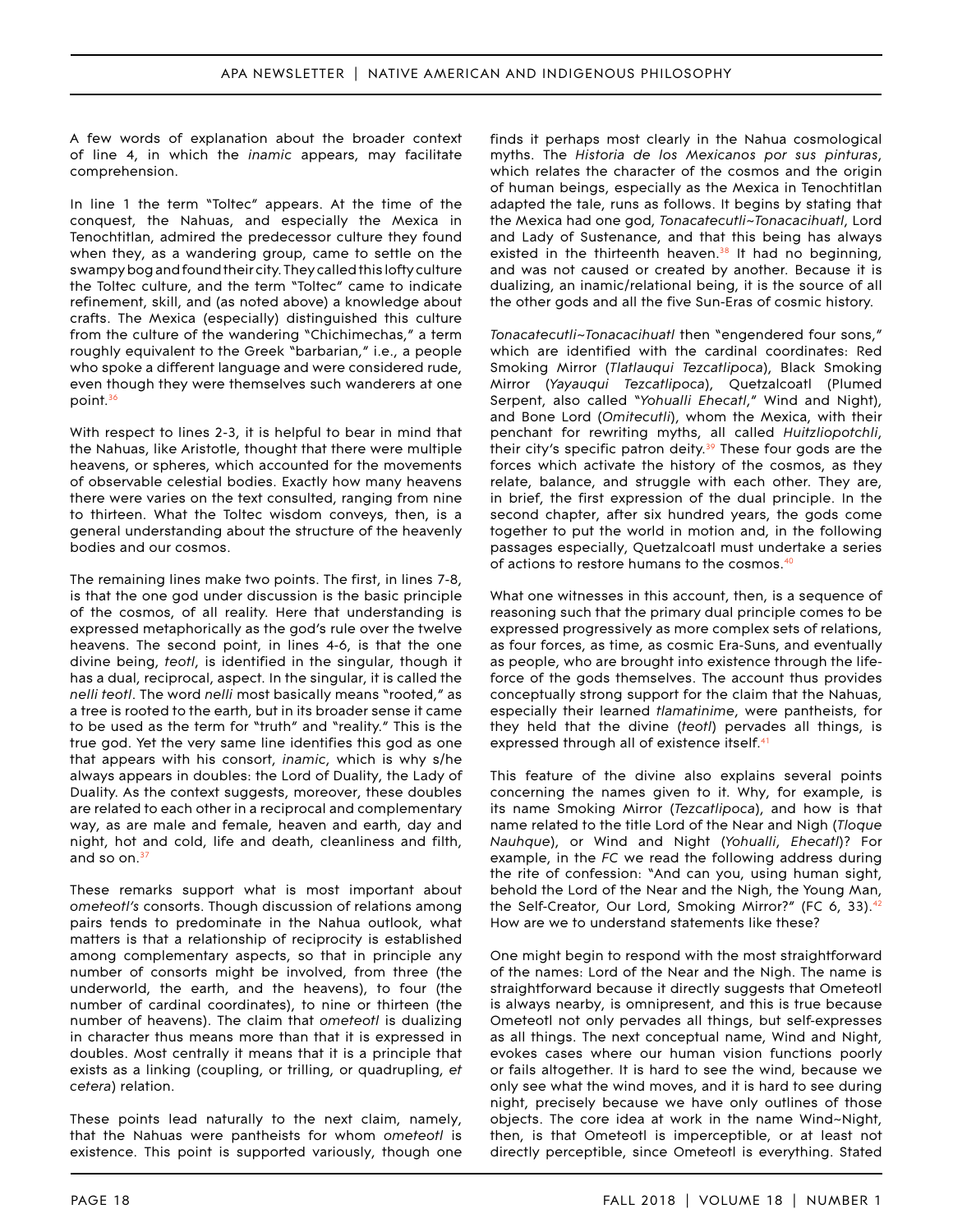A few words of explanation about the broader context of line 4, in which the *inamic* appears, may facilitate comprehension.

In line 1 the term "Toltec" appears. At the time of the conquest, the Nahuas, and especially the Mexica in Tenochtitlan, admired the predecessor culture they found when they, as a wandering group, came to settle on the swampy bog and found their city. They called this lofty culture the Toltec culture, and the term "Toltec" came to indicate refinement, skill, and (as noted above) a knowledge about crafts. The Mexica (especially) distinguished this culture from the culture of the wandering "Chichimechas," a term roughly equivalent to the Greek "barbarian," i.e., a people who spoke a different language and were considered rude, even though they were themselves such wanderers at one point.[36]

With respect to lines 2-3, it is helpful to bear in mind that the Nahuas, like Aristotle, thought that there were multiple heavens, or spheres, which accounted for the movements of observable celestial bodies. Exactly how many heavens there were varies on the text consulted, ranging from nine to thirteen. What the Toltec wisdom conveys, then, is a general understanding about the structure of the heavenly bodies and our cosmos.

The remaining lines make two points. The first, in lines 7-8, is that the one god under discussion is the basic principle of the cosmos, of all reality. Here that understanding is expressed metaphorically as the god's rule over the twelve heavens. The second point, in lines 4-6, is that the one divine being, *teotl*, is identified in the singular, though it has a dual, reciprocal, aspect. In the singular, it is called the *nelli teotl*. The word *nelli* most basically means "rooted," as a tree is rooted to the earth, but in its broader sense it came to be used as the term for "truth" and "reality." This is the true god. Yet the very same line identifies this god as one that appears with his consort, *inamic*, which is why s/he always appears in doubles: the Lord of Duality, the Lady of Duality. As the context suggests, moreover, these doubles are related to each other in a reciprocal and complementary way, as are male and female, heaven and earth, day and night, hot and cold, life and death, cleanliness and filth, and so on.[37]

These remarks support what is most important about *ometeotl's* consorts. Though discussion of relations among pairs tends to predominate in the Nahua outlook, what matters is that a relationship of reciprocity is established among complementary aspects, so that in principle any number of consorts might be involved, from three (the underworld, the earth, and the heavens), to four (the number of cardinal coordinates), to nine or thirteen (the number of heavens). The claim that *ometeotl* is dualizing in character thus means more than that it is expressed in doubles. Most centrally it means that it is a principle that exists as a linking (coupling, or trilling, or quadrupling, *et cetera*) relation.

These points lead naturally to the next claim, namely, that the Nahuas were pantheists for whom *ometeotl* is existence. This point is supported variously, though one finds it perhaps most clearly in the Nahua cosmological myths. The *Historia de los Mexicanos por sus pinturas*, which relates the character of the cosmos and the origin of human beings, especially as the Mexica in Tenochtitlan adapted the tale, runs as follows. It begins by stating that the Mexica had one god, *Tonacatecutli~Tonacacihuatl*, Lord and Lady of Sustenance, and that this being has always existed in the thirteenth heaven.[38] It had no beginning, and was not caused or created by another. Because it is dualizing, an inamic/relational being, it is the source of all the other gods and all the five Sun-Eras of cosmic history.

*Tonacatecutli~Tonacacihuatl* then "engendered four sons," which are identified with the cardinal coordinates: Red Smoking Mirror (*Tlatlauqui Tezcatlipoca*), Black Smoking Mirror (*Yayauqui Tezcatlipoca*), Quetzalcoatl (Plumed Serpent, also called "*Yohualli Ehecatl*," Wind and Night), and Bone Lord (*Omitecutli*), whom the Mexica, with their penchant for rewriting myths, all called *Huitzliopotchli*, their city's specific patron deity.[39] These four gods are the forces which activate the history of the cosmos, as they relate, balance, and struggle with each other. They are, in brief, the first expression of the dual principle. In the second chapter, after six hundred years, the gods come together to put the world in motion and, in the following passages especially, Quetzalcoatl must undertake a series of actions to restore humans to the cosmos.[40]

What one witnesses in this account, then, is a sequence of reasoning such that the primary dual principle comes to be expressed progressively as more complex sets of relations, as four forces, as time, as cosmic Era-Suns, and eventually as people, who are brought into existence through the life-force of the gods themselves. The account thus provides conceptually strong support for the claim that the Nahuas, especially their learned *tlamatinime*, were pantheists, for they held that the divine (*teotl*) pervades all things, is expressed through all of existence itself.[41]

This feature of the divine also explains several points concerning the names given to it. Why, for example, is its name Smoking Mirror (*Tezcatlipoca*), and how is that name related to the title Lord of the Near and Nigh (*Tloque Nauhque*), or Wind and Night (*Yohualli*, *Ehecatl*)? For example, in the *FC* we read the following address during the rite of confession: "And can you, using human sight, behold the Lord of the Near and the Nigh, the Young Man, the Self-Creator, Our Lord, Smoking Mirror?" (FC 6, 33).[42] How are we to understand statements like these?

One might begin to respond with the most straightforward of the names: Lord of the Near and the Nigh. The name is straightforward because it directly suggests that Ometeotl is always nearby, is omnipresent, and this is true because Ometeotl not only pervades all things, but self-expresses as all things. The next conceptual name, Wind and Night, evokes cases where our human vision functions poorly or fails altogether. It is hard to see the wind, because we only see what the wind moves, and it is hard to see during night, precisely because we have only outlines of those objects. The core idea at work in the name Wind~Night, then, is that Ometeotl is imperceptible, or at least not directly perceptible, since Ometeotl is everything. Stated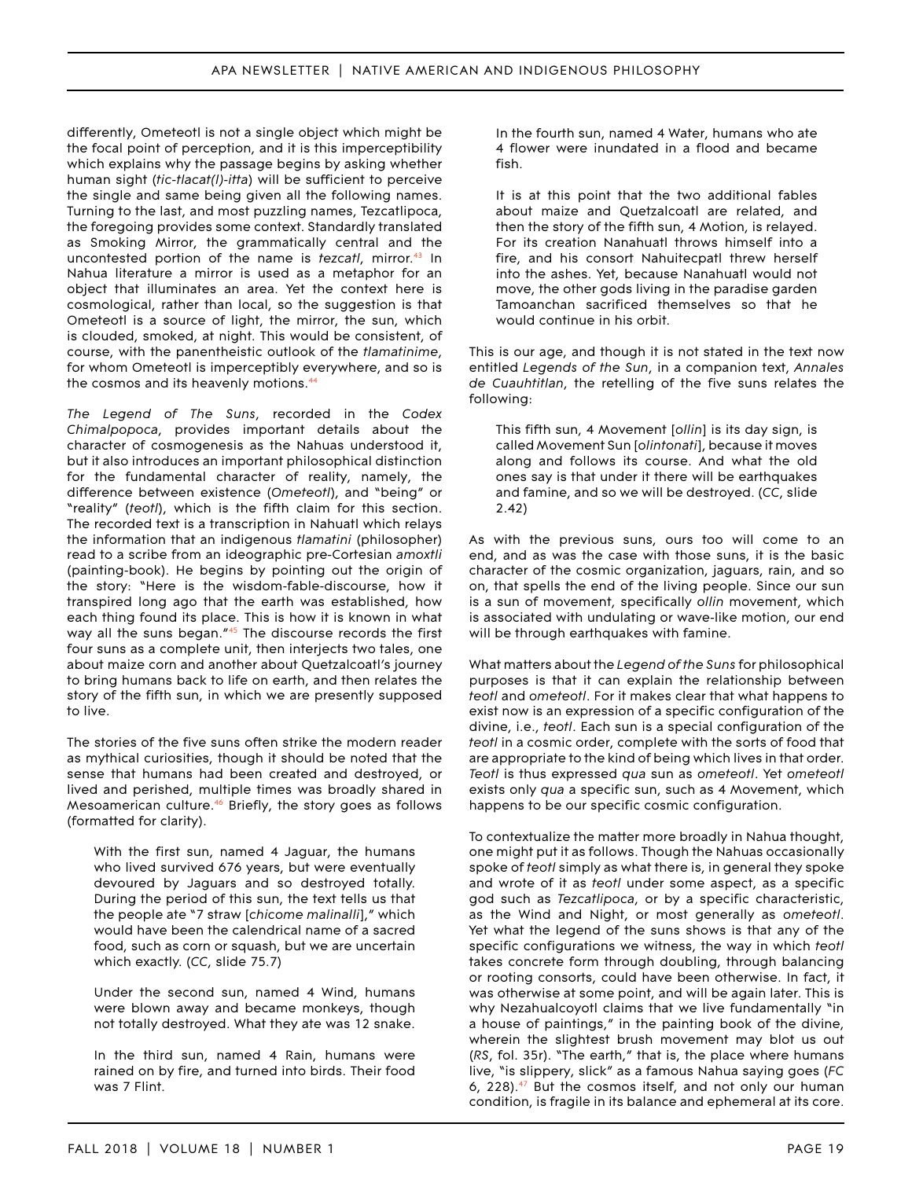differently, Ometeotl is not a single object which might be the focal point of perception, and it is this imperceptibility which explains why the passage begins by asking whether human sight (*tic-tlacat(l)-itta*) will be sufficient to perceive the single and same being given all the following names. Turning to the last, and most puzzling names, Tezcatlipoca, the foregoing provides some context. Standardly translated as Smoking Mirror, the grammatically central and the uncontested portion of the name is *tezcatl*, mirror.[43] In Nahua literature a mirror is used as a metaphor for an object that illuminates an area. Yet the context here is cosmological, rather than local, so the suggestion is that Ometeotl is a source of light, the mirror, the sun, which is clouded, smoked, at night. This would be consistent, of course, with the panentheistic outlook of the *tlamatinime*, for whom Ometeotl is imperceptibly everywhere, and so is the cosmos and its heavenly motions.[44]

*The Legend of The Suns*, recorded in the *Codex Chimalpopoca*, provides important details about the character of cosmogenesis as the Nahuas understood it, but it also introduces an important philosophical distinction for the fundamental character of reality, namely, the difference between existence (*Ometeotl*), and "being" or "reality" (*teotl*), which is the fifth claim for this section. The recorded text is a transcription in Nahuatl which relays the information that an indigenous *tlamatini* (philosopher) read to a scribe from an ideographic pre-Cortesian *amoxtli* (painting-book). He begins by pointing out the origin of the story: "Here is the wisdom-fable-discourse, how it transpired long ago that the earth was established, how each thing found its place. This is how it is known in what way all the suns began."[45] The discourse records the first four suns as a complete unit, then interjects two tales, one about maize corn and another about Quetzalcoatl's journey to bring humans back to life on earth, and then relates the story of the fifth sun, in which we are presently supposed to live.

The stories of the five suns often strike the modern reader as mythical curiosities, though it should be noted that the sense that humans had been created and destroyed, or lived and perished, multiple times was broadly shared in Mesoamerican culture.[46] Briefly, the story goes as follows (formatted for clarity).

> With the first sun, named 4 Jaguar, the humans who lived survived 676 years, but were eventually devoured by Jaguars and so destroyed totally. During the period of this sun, the text tells us that the people ate "7 straw [*chicome malinalli*]," which would have been the calendrical name of a sacred food, such as corn or squash, but we are uncertain which exactly. (*CC*, slide 75.7)
>
> Under the second sun, named 4 Wind, humans were blown away and became monkeys, though not totally destroyed. What they ate was 12 snake.
>
> In the third sun, named 4 Rain, humans were rained on by fire, and turned into birds. Their food was 7 Flint.
>
> In the fourth sun, named 4 Water, humans who ate 4 flower were inundated in a flood and became fish.
>
> It is at this point that the two additional fables about maize and Quetzalcoatl are related, and then the story of the fifth sun, 4 Motion, is relayed. For its creation Nanahuatl throws himself into a fire, and his consort Nahuitecpatl threw herself into the ashes. Yet, because Nanahuatl would not move, the other gods living in the paradise garden Tamoanchan sacrificed themselves so that he would continue in his orbit.

This is our age, and though it is not stated in the text now entitled *Legends of the Sun*, in a companion text, *Annales de Cuauhtitlan*, the retelling of the five suns relates the following:

> This fifth sun, 4 Movement [*ollin*] is its day sign, is called Movement Sun [*olintonati*], because it moves along and follows its course. And what the old ones say is that under it there will be earthquakes and famine, and so we will be destroyed. (*CC*, slide 2.42)

As with the previous suns, ours too will come to an end, and as was the case with those suns, it is the basic character of the cosmic organization, jaguars, rain, and so on, that spells the end of the living people. Since our sun is a sun of movement, specifically *ollin* movement, which is associated with undulating or wave-like motion, our end will be through earthquakes with famine.

What matters about the *Legend of the Suns* for philosophical purposes is that it can explain the relationship between *teotl* and *ometeotl*. For it makes clear that what happens to exist now is an expression of a specific configuration of the divine, i.e., *teotl*. Each sun is a special configuration of the *teotl* in a cosmic order, complete with the sorts of food that are appropriate to the kind of being which lives in that order. *Teotl* is thus expressed *qua* sun as *ometeotl*. Yet *ometeotl* exists only *qua* a specific sun, such as 4 Movement, which happens to be our specific cosmic configuration.

To contextualize the matter more broadly in Nahua thought, one might put it as follows. Though the Nahuas occasionally spoke of *teotl* simply as what there is, in general they spoke and wrote of it as *teotl* under some aspect, as a specific god such as *Tezcatlipoca*, or by a specific characteristic, as the Wind and Night, or most generally as *ometeotl*. Yet what the legend of the suns shows is that any of the specific configurations we witness, the way in which *teotl* takes concrete form through doubling, through balancing or rooting consorts, could have been otherwise. In fact, it was otherwise at some point, and will be again later. This is why Nezahualcoyotl claims that we live fundamentally "in a house of paintings," in the painting book of the divine, wherein the slightest brush movement may blot us out (*RS*, fol. 35r). "The earth," that is, the place where humans live, "is slippery, slick" as a famous Nahua saying goes (*FC* 6, 228).[47] But the cosmos itself, and not only our human condition, is fragile in its balance and ephemeral at its core.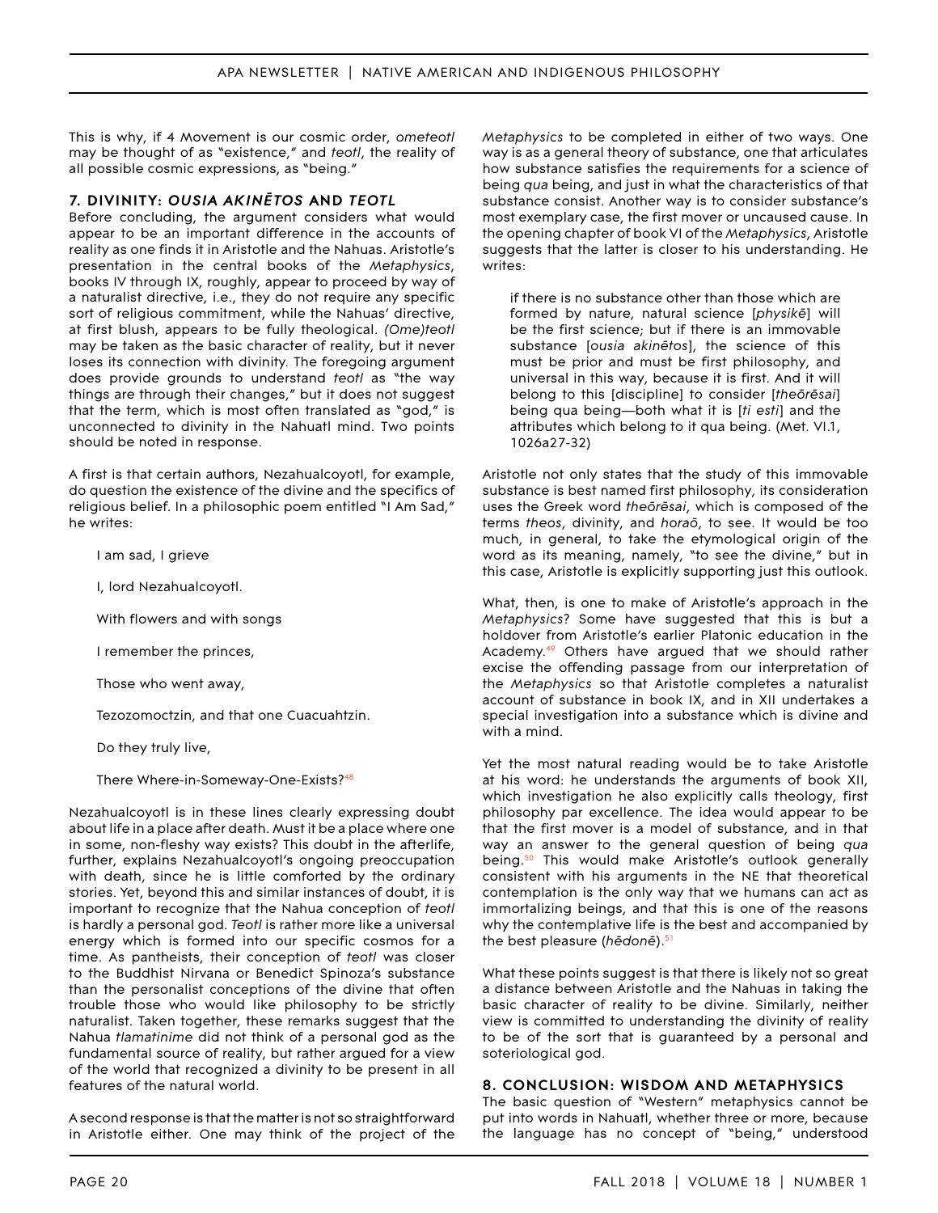This is why, if 4 Movement is our cosmic order, *ometeotl* may be thought of as "existence," and *teotl*, the reality of all possible cosmic expressions, as "being."

## 7. DIVINITY: *OUSIA AKINĒTOS* AND *TEOTL*

Before concluding, the argument considers what would appear to be an important difference in the accounts of reality as one finds it in Aristotle and the Nahuas. Aristotle's presentation in the central books of the *Metaphysics*, books IV through IX, roughly, appear to proceed by way of a naturalist directive, i.e., they do not require any specific sort of religious commitment, while the Nahuas' directive, at first blush, appears to be fully theological. *(Ome)teotl* may be taken as the basic character of reality, but it never loses its connection with divinity. The foregoing argument does provide grounds to understand *teotl* as "the way things are through their changes," but it does not suggest that the term, which is most often translated as "god," is unconnected to divinity in the Nahuatl mind. Two points should be noted in response.

A first is that certain authors, Nezahualcoyotl, for example, do question the existence of the divine and the specifics of religious belief. In a philosophic poem entitled "I Am Sad," he writes:

> I am sad, I grieve
>
> I, lord Nezahualcoyotl.
>
> With flowers and with songs
>
> I remember the princes,
>
> Those who went away,
>
> Tezozomoctzin, and that one Cuacuahtzin.
>
> Do they truly live,
>
> There Where-in-Someway-One-Exists?[48]

Nezahualcoyotl is in these lines clearly expressing doubt about life in a place after death. Must it be a place where one in some, non-fleshy way exists? This doubt in the afterlife, further, explains Nezahualcoyotl's ongoing preoccupation with death, since he is little comforted by the ordinary stories. Yet, beyond this and similar instances of doubt, it is important to recognize that the Nahua conception of *teotl* is hardly a personal god. *Teotl* is rather more like a universal energy which is formed into our specific cosmos for a time. As pantheists, their conception of *teotl* was closer to the Buddhist Nirvana or Benedict Spinoza's substance than the personalist conceptions of the divine that often trouble those who would like philosophy to be strictly naturalist. Taken together, these remarks suggest that the Nahua *tlamatinime* did not think of a personal god as the fundamental source of reality, but rather argued for a view of the world that recognized a divinity to be present in all features of the natural world.

A second response is that the matter is not so straightforward in Aristotle either. One may think of the project of the *Metaphysics* to be completed in either of two ways. One way is as a general theory of substance, one that articulates how substance satisfies the requirements for a science of being *qua* being, and just in what the characteristics of that substance consist. Another way is to consider substance's most exemplary case, the first mover or uncaused cause. In the opening chapter of book VI of the *Metaphysics*, Aristotle suggests that the latter is closer to his understanding. He writes:

> if there is no substance other than those which are formed by nature, natural science [*physikē*] will be the first science; but if there is an immovable substance [*ousia akinētos*], the science of this must be prior and must be first philosophy, and universal in this way, because it is first. And it will belong to this [discipline] to consider [*theōrēsai*] being qua being—both what it is [*ti esti*] and the attributes which belong to it qua being. (Met. VI.1, 1026a27-32)

Aristotle not only states that the study of this immovable substance is best named first philosophy, its consideration uses the Greek word *theōrēsai*, which is composed of the terms *theos*, divinity, and *horaō*, to see. It would be too much, in general, to take the etymological origin of the word as its meaning, namely, "to see the divine," but in this case, Aristotle is explicitly supporting just this outlook.

What, then, is one to make of Aristotle's approach in the *Metaphysics*? Some have suggested that this is but a holdover from Aristotle's earlier Platonic education in the Academy.[49] Others have argued that we should rather excise the offending passage from our interpretation of the *Metaphysics* so that Aristotle completes a naturalist account of substance in book IX, and in XII undertakes a special investigation into a substance which is divine and with a mind.

Yet the most natural reading would be to take Aristotle at his word: he understands the arguments of book XII, which investigation he also explicitly calls theology, first philosophy par excellence. The idea would appear to be that the first mover is a model of substance, and in that way an answer to the general question of being *qua* being.[50] This would make Aristotle's outlook generally consistent with his arguments in the NE that theoretical contemplation is the only way that we humans can act as immortalizing beings, and that this is one of the reasons why the contemplative life is the best and accompanied by the best pleasure (*hēdonē*).[51]

What these points suggest is that there is likely not so great a distance between Aristotle and the Nahuas in taking the basic character of reality to be divine. Similarly, neither view is committed to understanding the divinity of reality to be of the sort that is guaranteed by a personal and soteriological god.

## 8. CONCLUSION: WISDOM AND METAPHYSICS

The basic question of "Western" metaphysics cannot be put into words in Nahuatl, whether three or more, because the language has no concept of "being," understood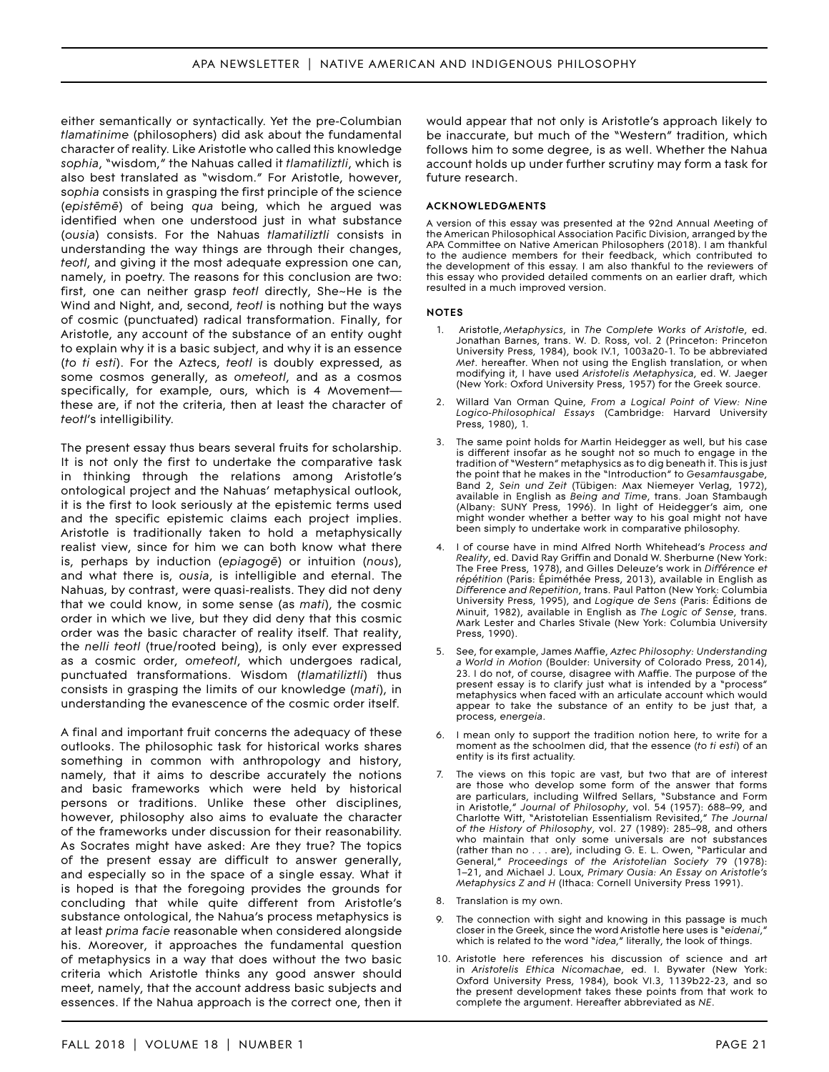either semantically or syntactically. Yet the pre-Columbian *tlamatinime* (philosophers) did ask about the fundamental character of reality. Like Aristotle who called this knowledge *sophia*, "wisdom," the Nahuas called it *tlamatiliztli*, which is also best translated as "wisdom." For Aristotle, however, *sophia* consists in grasping the first principle of the science (*epistēmē*) of being *qua* being, which he argued was identified when one understood just in what substance (*ousia*) consists. For the Nahuas *tlamatiliztli* consists in understanding the way things are through their changes, *teotl*, and giving it the most adequate expression one can, namely, in poetry. The reasons for this conclusion are two: first, one can neither grasp *teotl* directly, She~He is the Wind and Night, and, second, *teotl* is nothing but the ways of cosmic (punctuated) radical transformation. Finally, for Aristotle, any account of the substance of an entity ought to explain why it is a basic subject, and why it is an essence (*to ti esti*). For the Aztecs, *teotl* is doubly expressed, as some cosmos generally, as *ometeotl*, and as a cosmos specifically, for example, ours, which is 4 Movement—these are, if not the criteria, then at least the character of *teotl*'s intelligibility.

The present essay thus bears several fruits for scholarship. It is not only the first to undertake the comparative task in thinking through the relations among Aristotle's ontological project and the Nahuas' metaphysical outlook, it is the first to look seriously at the epistemic terms used and the specific epistemic claims each project implies. Aristotle is traditionally taken to hold a metaphysically realist view, since for him we can both know what there is, perhaps by induction (*epiagogē*) or intuition (*nous*), and what there is, *ousia*, is intelligible and eternal. The Nahuas, by contrast, were quasi-realists. They did not deny that we could know, in some sense (as *mati*), the cosmic order in which we live, but they did deny that this cosmic order was the basic character of reality itself. That reality, the *nelli teotl* (true/rooted being), is only ever expressed as a cosmic order, *ometeotl*, which undergoes radical, punctuated transformations. Wisdom (*tlamatiliztli*) thus consists in grasping the limits of our knowledge (*mati*), in understanding the evanescence of the cosmic order itself.

A final and important fruit concerns the adequacy of these outlooks. The philosophic task for historical works shares something in common with anthropology and history, namely, that it aims to describe accurately the notions and basic frameworks which were held by historical persons or traditions. Unlike these other disciplines, however, philosophy also aims to evaluate the character of the frameworks under discussion for their reasonability. As Socrates might have asked: Are they true? The topics of the present essay are difficult to answer generally, and especially so in the space of a single essay. What it is hoped is that the foregoing provides the grounds for concluding that while quite different from Aristotle's substance ontological, the Nahua's process metaphysics is at least *prima facie* reasonable when considered alongside his. Moreover, it approaches the fundamental question of metaphysics in a way that does without the two basic criteria which Aristotle thinks any good answer should meet, namely, that the account address basic subjects and essences. If the Nahua approach is the correct one, then it would appear that not only is Aristotle's approach likely to be inaccurate, but much of the "Western" tradition, which follows him to some degree, is as well. Whether the Nahua account holds up under further scrutiny may form a task for future research.

## ACKNOWLEDGMENTS

A version of this essay was presented at the 92nd Annual Meeting of the American Philosophical Association Pacific Division, arranged by the APA Committee on Native American Philosophers (2018). I am thankful to the audience members for their feedback, which contributed to the development of this essay. I am also thankful to the reviewers of this essay who provided detailed comments on an earlier draft, which resulted in a much improved version.

## NOTES

1. Aristotle, *Metaphysics*, in *The Complete Works of Aristotle*, ed. Jonathan Barnes, trans. W. D. Ross, vol. 2 (Princeton: Princeton University Press, 1984), book IV.1, 1003a20-1. To be abbreviated *Met*. hereafter. When not using the English translation, or when modifying it, I have used *Aristotelis Metaphysica*, ed. W. Jaeger (New York: Oxford University Press, 1957) for the Greek source.
2. Willard Van Orman Quine, *From a Logical Point of View: Nine Logico-Philosophical Essays* (Cambridge: Harvard University Press, 1980), 1.
3. The same point holds for Martin Heidegger as well, but his case is different insofar as he sought not so much to engage in the tradition of "Western" metaphysics as to dig beneath it. This is just the point that he makes in the "Introduction" to *Gesamtausgabe*, Band 2, *Sein und Zeit* (Tübigen: Max Niemeyer Verlag, 1972), available in English as *Being and Time*, trans. Joan Stambaugh (Albany: SUNY Press, 1996). In light of Heidegger's aim, one might wonder whether a better way to his goal might not have been simply to undertake work in comparative philosophy.
4. I of course have in mind Alfred North Whitehead's *Process and Reality*, ed. David Ray Griffin and Donald W. Sherburne (New York: The Free Press, 1978), and Gilles Deleuze's work in *Différence et répétition* (Paris: Épiméthée Press, 2013), available in English as *Difference and Repetition*, trans. Paul Patton (New York: Columbia University Press, 1995), and *Logique de Sens* (Paris: Éditions de Minuit, 1982), available in English as *The Logic of Sense*, trans. Mark Lester and Charles Stivale (New York: Columbia University Press, 1990).
5. See, for example, James Maffie, *Aztec Philosophy: Understanding a World in Motion* (Boulder: University of Colorado Press, 2014), 23. I do not, of course, disagree with Maffie. The purpose of the present essay is to clarify just what is intended by a "process" metaphysics when faced with an articulate account which would appear to take the substance of an entity to be just that, a process, *energeia*.
6. I mean only to support the tradition notion here, to write for a moment as the schoolmen did, that the essence (*to ti esti*) of an entity is its first actuality.
7. The views on this topic are vast, but two that are of interest are those who develop some form of the answer that forms are particulars, including Wilfred Sellars, "Substance and Form in Aristotle," *Journal of Philosophy*, vol. 54 (1957): 688–99, and Charlotte Witt, "Aristotelian Essentialism Revisited," *The Journal of the History of Philosophy*, vol. 27 (1989): 285–98, and others who maintain that only some universals are not substances (rather than no . . . are), including G. E. L. Owen, "Particular and General," *Proceedings of the Aristotelian Society* 79 (1978): 1–21, and Michael J. Loux, *Primary Ousia: An Essay on Aristotle's Metaphysics Z and H* (Ithaca: Cornell University Press 1991).
8. Translation is my own.
9. The connection with sight and knowing in this passage is much closer in the Greek, since the word Aristotle here uses is "*eidenai*," which is related to the word "*idea*," literally, the look of things.
10. Aristotle here references his discussion of science and art in *Aristotelis Ethica Nicomachae*, ed. I. Bywater (New York: Oxford University Press, 1984), book VI.3, 1139b22-23, and so the present development takes these points from that work to complete the argument. Hereafter abbreviated as *NE*.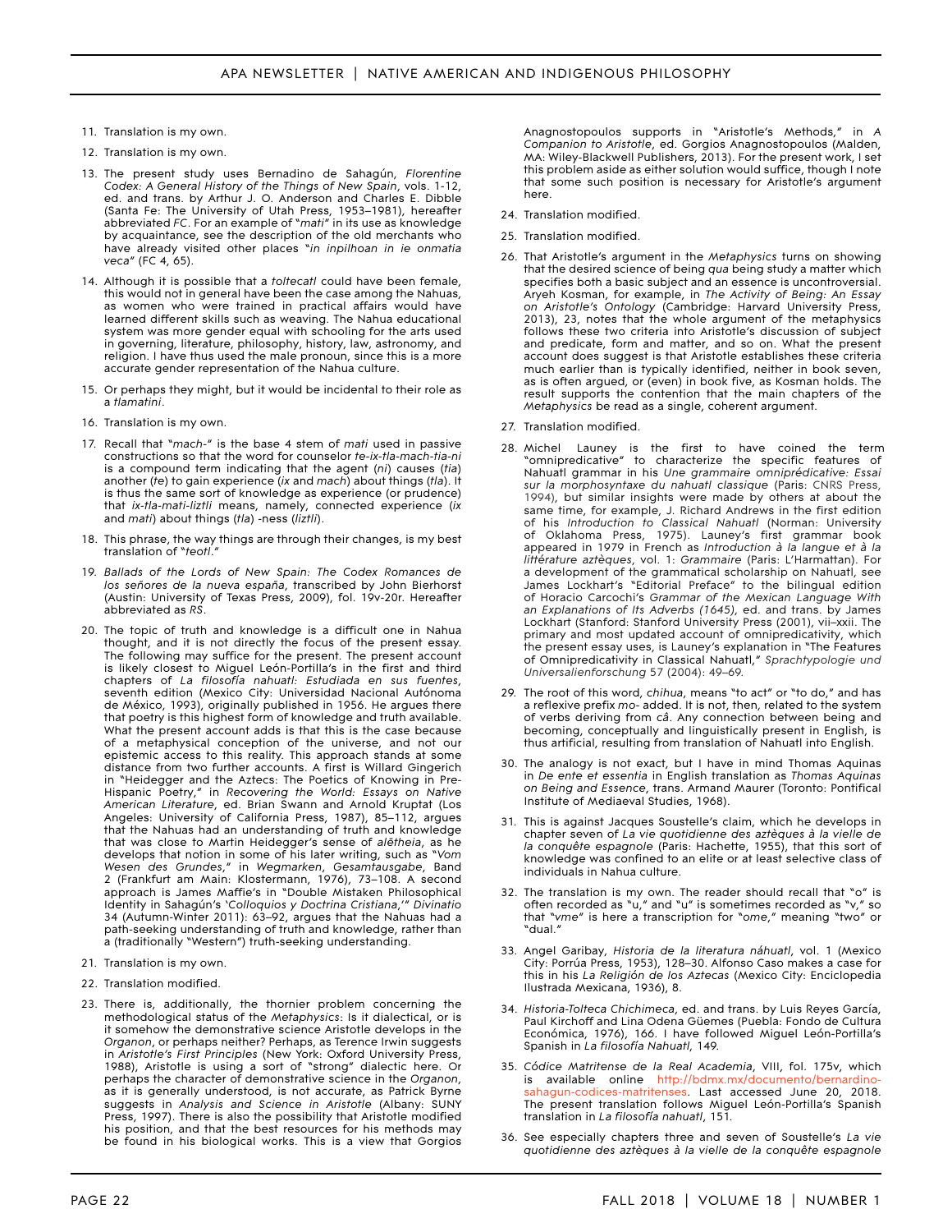11. Translation is my own.

12. Translation is my own.

13. The present study uses Bernadino de Sahagún, *Florentine Codex: A General History of the Things of New Spain*, vols. 1-12, ed. and trans. by Arthur J. O. Anderson and Charles E. Dibble (Santa Fe: The University of Utah Press, 1953–1981), hereafter abbreviated *FC*. For an example of "*mati*" in its use as knowledge by acquaintance, see the description of the old merchants who have already visited other places "*in inpilhoan in ie onmatia veca*" (FC 4, 65).

14. Although it is possible that a *toltecatl* could have been female, this would not in general have been the case among the Nahuas, as women who were trained in practical affairs would have learned different skills such as weaving. The Nahua educational system was more gender equal with schooling for the arts used in governing, literature, philosophy, history, law, astronomy, and religion. I have thus used the male pronoun, since this is a more accurate gender representation of the Nahua culture.

15. Or perhaps they might, but it would be incidental to their role as a *tlamatini*.

16. Translation is my own.

17. Recall that "*mach-*" is the base 4 stem of *mati* used in passive constructions so that the word for counselor *te-ix-tla-mach-tia-ni* is a compound term indicating that the agent (*ni*) causes (*tia*) another (*te*) to gain experience (*ix* and *mach*) about things (*tla*). It is thus the same sort of knowledge as experience (or prudence) that *ix-tla-mati-liztli* means, namely, connected experience (*ix* and *mati*) about things (*tla*) -ness (*liztli*).

18. This phrase, the way things are through their changes, is my best translation of "*teotl*."

19. *Ballads of the Lords of New Spain: The Codex Romances de los señores de la nueva españa*, transcribed by John Bierhorst (Austin: University of Texas Press, 2009), fol. 19v-20r. Hereafter abbreviated as *RS*.

20. The topic of truth and knowledge is a difficult one in Nahua thought, and it is not directly the focus of the present essay. The following may suffice for the present. The present account is likely closest to Miguel León-Portilla's in the first and third chapters of *La filosofía nahuatl: Estudiada en sus fuentes*, seventh edition (Mexico City: Universidad Nacional Autónoma de México, 1993), originally published in 1956. He argues there that poetry is this highest form of knowledge and truth available. What the present account adds is that this is the case because of a metaphysical conception of the universe, and not our epistemic access to this reality. This approach stands at some distance from two further accounts. A first is Willard Gingerich in "Heidegger and the Aztecs: The Poetics of Knowing in Pre-Hispanic Poetry," in *Recovering the World: Essays on Native American Literature*, ed. Brian Swann and Arnold Kruptat (Los Angeles: University of California Press, 1987), 85–112, argues that the Nahuas had an understanding of truth and knowledge that was close to Martin Heidegger's sense of *alētheia*, as he develops that notion in some of his later writing, such as "*Vom Wesen des Grundes*," in *Wegmarken*, *Gesamtausgabe*, Band 2 (Frankfurt am Main: Klostermann, 1976), 73–108. A second approach is James Maffie's in "Double Mistaken Philosophical Identity in Sahagún's '*Colloquios y Doctrina Cristiana*,'" *Divinatio* 34 (Autumn-Winter 2011): 63–92, argues that the Nahuas had a path-seeking understanding of truth and knowledge, rather than a (traditionally "Western") truth-seeking understanding.

21. Translation is my own.

22. Translation modified.

23. There is, additionally, the thornier problem concerning the methodological status of the *Metaphysics*: Is it dialectical, or is it somehow the demonstrative science Aristotle develops in the *Organon*, or perhaps neither? Perhaps, as Terence Irwin suggests in *Aristotle's First Principles* (New York: Oxford University Press, 1988), Aristotle is using a sort of "strong" dialectic here. Or perhaps the character of demonstrative science in the *Organon*, as it is generally understood, is not accurate, as Patrick Byrne suggests in *Analysis and Science in Aristotle* (Albany: SUNY Press, 1997). There is also the possibility that Aristotle modified his position, and that the best resources for his methods may be found in his biological works. This is a view that Gorgios Anagnostopoulos supports in "Aristotle's Methods," in *A Companion to Aristotle*, ed. Gorgios Anagnostopoulos (Malden, MA: Wiley-Blackwell Publishers, 2013). For the present work, I set this problem aside as either solution would suffice, though I note that some such position is necessary for Aristotle's argument here.

24. Translation modified.

25. Translation modified.

26. That Aristotle's argument in the *Metaphysics* turns on showing that the desired science of being *qua* being study a matter which specifies both a basic subject and an essence is uncontroversial. Aryeh Kosman, for example, in *The Activity of Being: An Essay on Aristotle's Ontology* (Cambridge: Harvard University Press, 2013), 23, notes that the whole argument of the metaphysics follows these two criteria into Aristotle's discussion of subject and predicate, form and matter, and so on. What the present account does suggest is that Aristotle establishes these criteria much earlier than is typically identified, neither in book seven, as is often argued, or (even) in book five, as Kosman holds. The result supports the contention that the main chapters of the *Metaphysics* be read as a single, coherent argument.

27. Translation modified.

28. Michel Launey is the first to have coined the term "omnipredicative" to characterize the specific features of Nahuatl grammar in his *Une grammaire omniprédicative: Essai sur la morphosyntaxe du nahuatl classique* (Paris: CNRS Press, 1994), but similar insights were made by others at about the same time, for example, J. Richard Andrews in the first edition of his *Introduction to Classical Nahuatl* (Norman: University of Oklahoma Press, 1975). Launey's first grammar book appeared in 1979 in French as *Introduction à la langue et à la littérature aztèques*, vol. 1: *Grammaire* (Paris: L'Harmattan). For a development of the grammatical scholarship on Nahuatl, see James Lockhart's "Editorial Preface" to the bilingual edition of Horacio Carcochi's *Grammar of the Mexican Language With an Explanations of Its Adverbs (1645)*, ed. and trans. by James Lockhart (Stanford: Stanford University Press (2001), vii–xxii. The primary and most updated account of omnipredicativity, which the present essay uses, is Launey's explanation in "The Features of Omnipredicativity in Classical Nahuatl," *Sprachtypologie und Universalienforschung* 57 (2004): 49–69.

29. The root of this word, *chihua*, means "to act" or "to do," and has a reflexive prefix *mo-* added. It is not, then, related to the system of verbs deriving from *cā*. Any connection between being and becoming, conceptually and linguistically present in English, is thus artificial, resulting from translation of Nahuatl into English.

30. The analogy is not exact, but I have in mind Thomas Aquinas in *De ente et essentia* in English translation as *Thomas Aquinas on Being and Essence*, trans. Armand Maurer (Toronto: Pontifical Institute of Mediaeval Studies, 1968).

31. This is against Jacques Soustelle's claim, which he develops in chapter seven of *La vie quotidienne des aztèques à la vielle de la conquête espagnole* (Paris: Hachette, 1955), that this sort of knowledge was confined to an elite or at least selective class of individuals in Nahua culture.

32. The translation is my own. The reader should recall that "o" is often recorded as "u," and "u" is sometimes recorded as "v," so that "*vme*" is here a transcription for "*ome*," meaning "two" or "dual."

33. Angel Garibay, *Historia de la literatura náhuatl*, vol. 1 (Mexico City: Porrúa Press, 1953), 128–30. Alfonso Caso makes a case for this in his *La Religión de los Aztecas* (Mexico City: Enciclopedia Ilustrada Mexicana, 1936), 8.

34. *Historia-Tolteca Chichimeca*, ed. and trans. by Luis Reyes García, Paul Kirchoff and Lina Odena Güemes (Puebla: Fondo de Cultura Económica, 1976), 166. I have followed Miguel León-Portilla's Spanish in *La filosofía Nahuatl*, 149.

35. *Códice Matritense de la Real Academia*, VIII, fol. 175v, which is available online http://bdmx.mx/documento/bernardino-sahagun-codices-matritenses. Last accessed June 20, 2018. The present translation follows Miguel León-Portilla's Spanish translation in *La filosofía nahuatl*, 151.

36. See especially chapters three and seven of Soustelle's *La vie quotidienne des aztèques à la vielle de la conquête espagnole*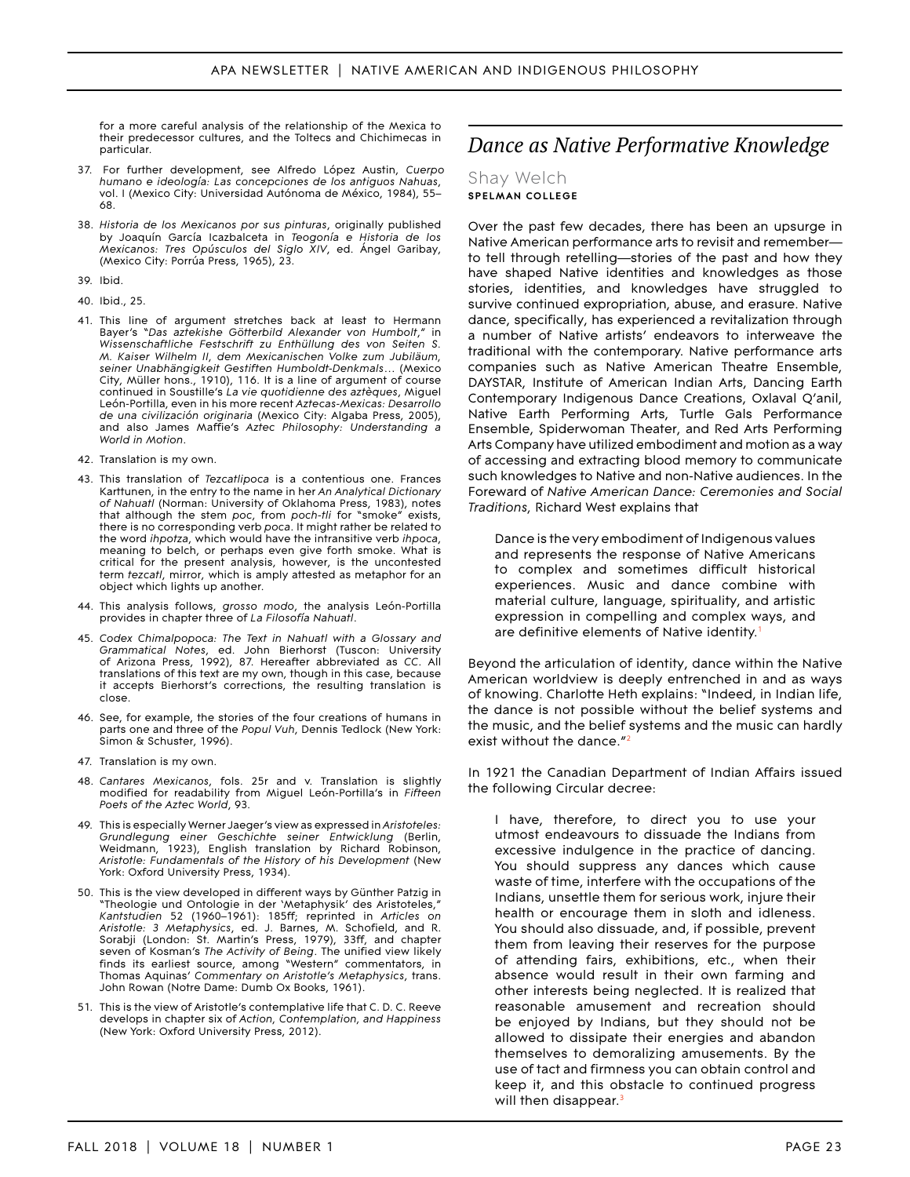for a more careful analysis of the relationship of the Mexica to their predecessor cultures, and the Toltecs and Chichimecas in particular.

37. For further development, see Alfredo López Austin, *Cuerpo humano e ideología: Las concepciones de los antiguos Nahuas*, vol. I (Mexico City: Universidad Autónoma de México, 1984), 55–68.

38. *Historia de los Mexicanos por sus pinturas*, originally published by Joaquín García Icazbalceta in *Teogonía e Historia de los Mexicanos: Tres Opúsculos del Siglo XIV*, ed. Ángel Garibay, (Mexico City: Porrúa Press, 1965), 23.

39. Ibid.

40. Ibid., 25.

41. This line of argument stretches back at least to Hermann Bayer's "*Das aztekishe Götterbild Alexander von Humbolt*," in *Wissenschaftliche Festschrift zu Enthüllung des von Seiten S. M. Kaiser Wilhelm II, dem Mexicanischen Volke zum Jubiläum, seiner Unabhängigkeit Gestiften Humboldt-Denkmals…* (Mexico City, Müller hons., 1910), 116. It is a line of argument of course continued in Soustille's *La vie quotidienne des aztèques*, Miguel León-Portilla, even in his more recent *Aztecas-Mexicas: Desarrollo de una civilización originaria* (Mexico City: Algaba Press, 2005), and also James Maffie's *Aztec Philosophy: Understanding a World in Motion*.

42. Translation is my own.

43. This translation of *Tezcatlipoca* is a contentious one. Frances Karttunen, in the entry to the name in her *An Analytical Dictionary of Nahuatl* (Norman: University of Oklahoma Press, 1983), notes that although the stem *poc*, from *poch-tli* for "smoke" exists, there is no corresponding verb *poca*. It might rather be related to the word *ihpotza*, which would have the intransitive verb *ihpoca*, meaning to belch, or perhaps even give forth smoke. What is critical for the present analysis, however, is the uncontested term *tezcatl*, mirror, which is amply attested as metaphor for an object which lights up another.

44. This analysis follows, *grosso modo*, the analysis León-Portilla provides in chapter three of *La Filosofía Nahuatl*.

45. *Codex Chimalpopoca: The Text in Nahuatl with a Glossary and Grammatical Notes*, ed. John Bierhorst (Tuscon: University of Arizona Press, 1992), 87. Hereafter abbreviated as *CC*. All translations of this text are my own, though in this case, because it accepts Bierhorst's corrections, the resulting translation is close.

46. See, for example, the stories of the four creations of humans in parts one and three of the *Popul Vuh*, Dennis Tedlock (New York: Simon & Schuster, 1996).

47. Translation is my own.

48. *Cantares Mexicanos*, fols. 25r and v. Translation is slightly modified for readability from Miguel León-Portilla's in *Fifteen Poets of the Aztec World*, 93.

49. This is especially Werner Jaeger's view as expressed in *Aristoteles: Grundlegung einer Geschichte seiner Entwicklung* (Berlin, Weidmann, 1923), English translation by Richard Robinson, *Aristotle: Fundamentals of the History of his Development* (New York: Oxford University Press, 1934).

50. This is the view developed in different ways by Günther Patzig in "Theologie und Ontologie in der 'Metaphysik' des Aristoteles," *Kantstudien* 52 (1960–1961): 185ff; reprinted in *Articles on Aristotle: 3 Metaphysics*, ed. J. Barnes, M. Schofield, and R. Sorabji (London: St. Martin's Press, 1979), 33ff, and chapter seven of Kosman's *The Activity of Being*. The unified view likely finds its earliest source, among "Western" commentators, in Thomas Aquinas' *Commentary on Aristotle's Metaphysics*, trans. John Rowan (Notre Dame: Dumb Ox Books, 1961).

51. This is the view of Aristotle's contemplative life that C. D. C. Reeve develops in chapter six of *Action, Contemplation, and Happiness* (New York: Oxford University Press, 2012).

# *Dance as Native Performative Knowledge*

Shay Welch
**SPELMAN COLLEGE**

Over the past few decades, there has been an upsurge in Native American performance arts to revisit and remember—to tell through retelling—stories of the past and how they have shaped Native identities and knowledges as those stories, identities, and knowledges have struggled to survive continued expropriation, abuse, and erasure. Native dance, specifically, has experienced a revitalization through a number of Native artists' endeavors to interweave the traditional with the contemporary. Native performance arts companies such as Native American Theatre Ensemble, DAYSTAR, Institute of American Indian Arts, Dancing Earth Contemporary Indigenous Dance Creations, Oxlaval Q'anil, Native Earth Performing Arts, Turtle Gals Performance Ensemble, Spiderwoman Theater, and Red Arts Performing Arts Company have utilized embodiment and motion as a way of accessing and extracting blood memory to communicate such knowledges to Native and non-Native audiences. In the Foreward of *Native American Dance: Ceremonies and Social Traditions*, Richard West explains that

> Dance is the very embodiment of Indigenous values and represents the response of Native Americans to complex and sometimes difficult historical experiences. Music and dance combine with material culture, language, spirituality, and artistic expression in compelling and complex ways, and are definitive elements of Native identity.[1]

Beyond the articulation of identity, dance within the Native American worldview is deeply entrenched in and as ways of knowing. Charlotte Heth explains: "Indeed, in Indian life, the dance is not possible without the belief systems and the music, and the belief systems and the music can hardly exist without the dance."[2]

In 1921 the Canadian Department of Indian Affairs issued the following Circular decree:

> I have, therefore, to direct you to use your utmost endeavours to dissuade the Indians from excessive indulgence in the practice of dancing. You should suppress any dances which cause waste of time, interfere with the occupations of the Indians, unsettle them for serious work, injure their health or encourage them in sloth and idleness. You should also dissuade, and, if possible, prevent them from leaving their reserves for the purpose of attending fairs, exhibitions, etc., when their absence would result in their own farming and other interests being neglected. It is realized that reasonable amusement and recreation should be enjoyed by Indians, but they should not be allowed to dissipate their energies and abandon themselves to demoralizing amusements. By the use of tact and firmness you can obtain control and keep it, and this obstacle to continued progress will then disappear.[3]